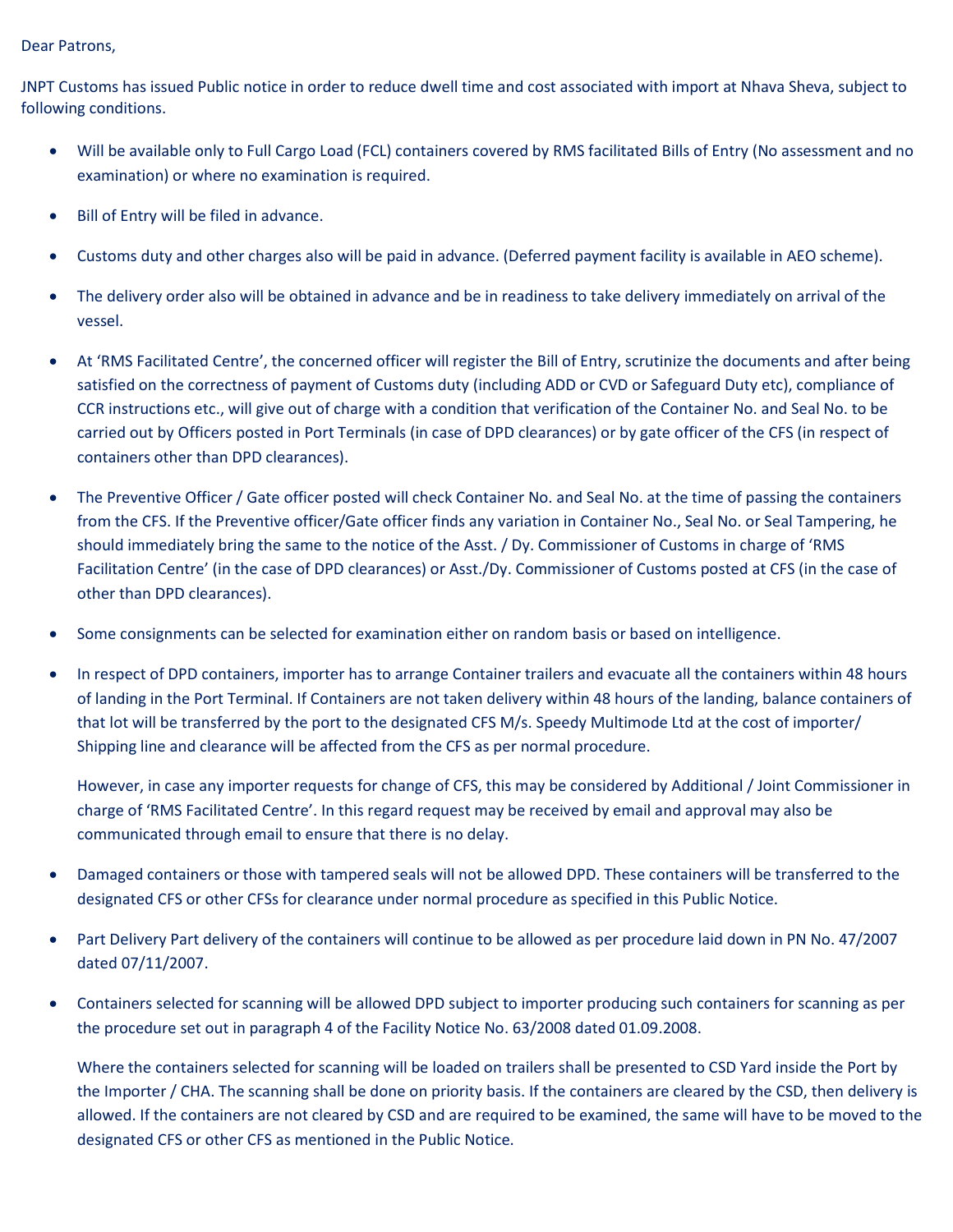Dear Patrons,

JNPT Customs has issued Public notice in order to reduce dwell time and cost associated with import at Nhava Sheva, subject to following conditions.

- Will be available only to Full Cargo Load (FCL) containers covered by RMS facilitated Bills of Entry (No assessment and no examination) or where no examination is required.
- Bill of Entry will be filed in advance.
- Customs duty and other charges also will be paid in advance. (Deferred payment facility is available in AEO scheme).
- The delivery order also will be obtained in advance and be in readiness to take delivery immediately on arrival of the vessel.
- At 'RMS Facilitated Centre', the concerned officer will register the Bill of Entry, scrutinize the documents and after being satisfied on the correctness of payment of Customs duty (including ADD or CVD or Safeguard Duty etc), compliance of CCR instructions etc., will give out of charge with a condition that verification of the Container No. and Seal No. to be carried out by Officers posted in Port Terminals (in case of DPD clearances) or by gate officer of the CFS (in respect of containers other than DPD clearances).
- The Preventive Officer / Gate officer posted will check Container No. and Seal No. at the time of passing the containers from the CFS. If the Preventive officer/Gate officer finds any variation in Container No., Seal No. or Seal Tampering, he should immediately bring the same to the notice of the Asst. / Dy. Commissioner of Customs in charge of 'RMS Facilitation Centre' (in the case of DPD clearances) or Asst./Dy. Commissioner of Customs posted at CFS (in the case of other than DPD clearances).
- Some consignments can be selected for examination either on random basis or based on intelligence.
- In respect of DPD containers, importer has to arrange Container trailers and evacuate all the containers within 48 hours of landing in the Port Terminal. If Containers are not taken delivery within 48 hours of the landing, balance containers of that lot will be transferred by the port to the designated CFS M/s. Speedy Multimode Ltd at the cost of importer/ Shipping line and clearance will be affected from the CFS as per normal procedure.

  However, in case any importer requests for change of CFS, this may be considered by Additional / Joint Commissioner in charge of 'RMS Facilitated Centre'. In this regard request may be received by email and approval may also be communicated through email to ensure that there is no delay.
- Damaged containers or those with tampered seals will not be allowed DPD. These containers will be transferred to the designated CFS or other CFSs for clearance under normal procedure as specified in this Public Notice.
- Part Delivery Part delivery of the containers will continue to be allowed as per procedure laid down in PN No. 47/2007 dated 07/11/2007.
- Containers selected for scanning will be allowed DPD subject to importer producing such containers for scanning as per the procedure set out in paragraph 4 of the Facility Notice No. 63/2008 dated 01.09.2008.

  Where the containers selected for scanning will be loaded on trailers shall be presented to CSD Yard inside the Port by the Importer / CHA. The scanning shall be done on priority basis. If the containers are cleared by the CSD, then delivery is allowed. If the containers are not cleared by CSD and are required to be examined, the same will have to be moved to the designated CFS or other CFS as mentioned in the Public Notice.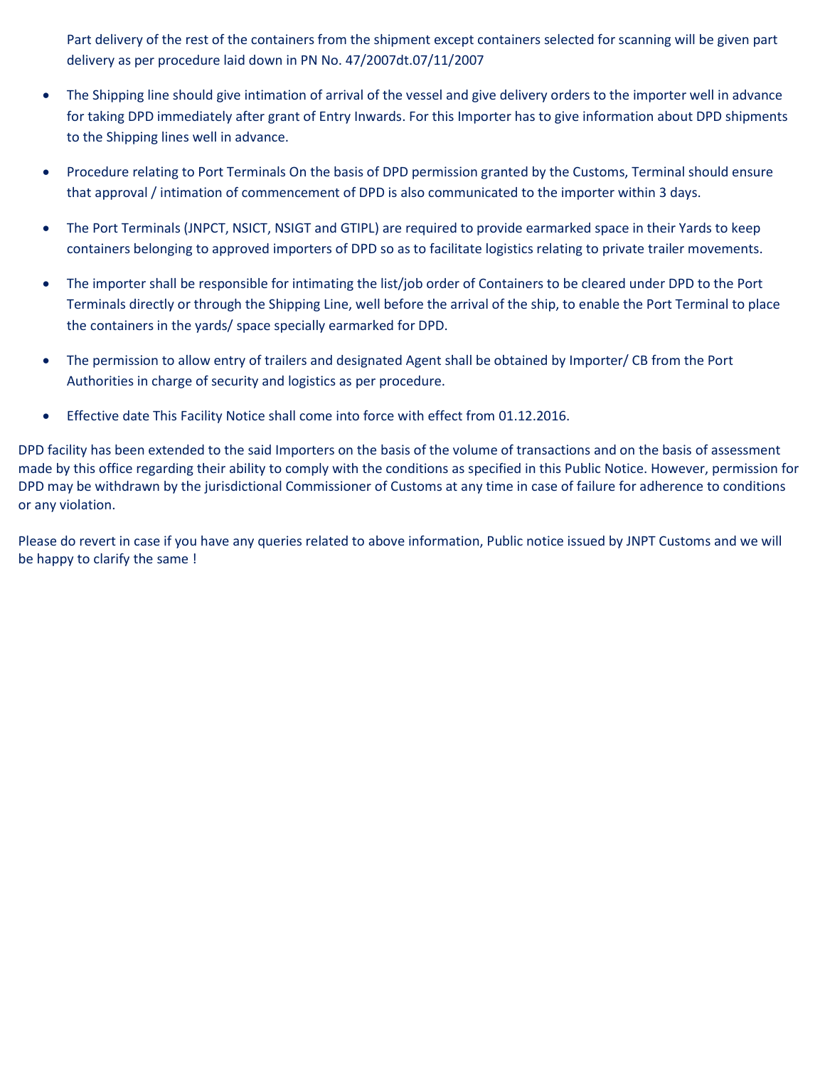Part delivery of the rest of the containers from the shipment except containers selected for scanning will be given part delivery as per procedure laid down in PN No. 47/2007dt.07/11/2007

- The Shipping line should give intimation of arrival of the vessel and give delivery orders to the importer well in advance for taking DPD immediately after grant of Entry Inwards. For this Importer has to give information about DPD shipments to the Shipping lines well in advance.
- Procedure relating to Port Terminals On the basis of DPD permission granted by the Customs, Terminal should ensure that approval / intimation of commencement of DPD is also communicated to the importer within 3 days.
- The Port Terminals (JNPCT, NSICT, NSIGT and GTIPL) are required to provide earmarked space in their Yards to keep containers belonging to approved importers of DPD so as to facilitate logistics relating to private trailer movements.
- The importer shall be responsible for intimating the list/job order of Containers to be cleared under DPD to the Port Terminals directly or through the Shipping Line, well before the arrival of the ship, to enable the Port Terminal to place the containers in the yards/ space specially earmarked for DPD.
- The permission to allow entry of trailers and designated Agent shall be obtained by Importer/ CB from the Port Authorities in charge of security and logistics as per procedure.
- Effective date This Facility Notice shall come into force with effect from 01.12.2016.

DPD facility has been extended to the said Importers on the basis of the volume of transactions and on the basis of assessment made by this office regarding their ability to comply with the conditions as specified in this Public Notice. However, permission for DPD may be withdrawn by the jurisdictional Commissioner of Customs at any time in case of failure for adherence to conditions or any violation.

Please do revert in case if you have any queries related to above information, Public notice issued by JNPT Customs and we will be happy to clarify the same !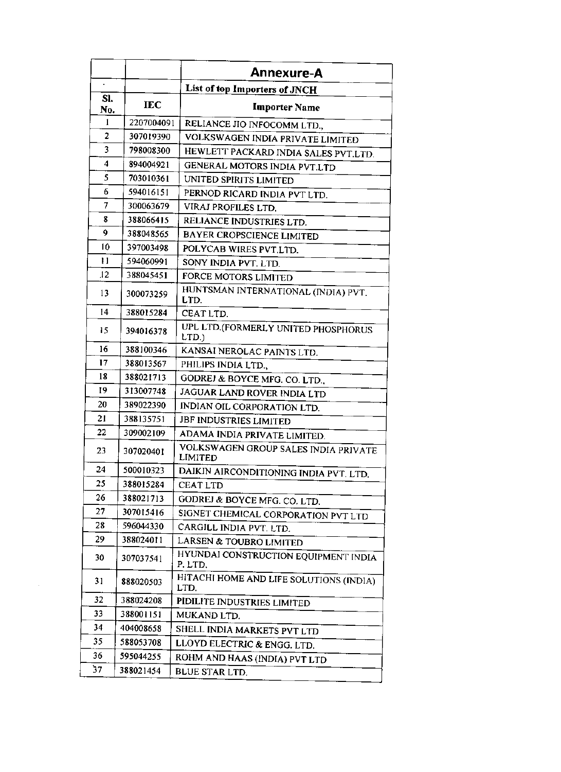## Annexure-A

**List of top Importers of JNCH**

| Sl. No. | IEC | Importer Name |
|---|---|---|
| 1 | 2207004091 | RELIANCE JIO INFOCOMM LTD., |
| 2 | 307019390 | VOLKSWAGEN INDIA PRIVATE LIMITED |
| 3 | 798008300 | HEWLETT PACKARD INDIA SALES PVT.LTD. |
| 4 | 894004921 | GENERAL MOTORS INDIA PVT.LTD |
| 5 | 703010361 | UNITED SPIRITS LIMITED |
| 6 | 594016151 | PERNOD RICARD INDIA PVT LTD. |
| 7 | 300063679 | VIRAJ PROFILES LTD. |
| 8 | 388066415 | RELIANCE INDUSTRIES LTD. |
| 9 | 388048565 | BAYER CROPSCIENCE LIMITED |
| 10 | 397003498 | POLYCAB WIRES PVT.LTD. |
| 11 | 594060991 | SONY INDIA PVT. LTD. |
| 12 | 388045451 | FORCE MOTORS LIMITED |
| 13 | 300073259 | HUNTSMAN INTERNATIONAL (INDIA) PVT. LTD. |
| 14 | 388015284 | CEAT LTD. |
| 15 | 394016378 | UPL LTD.(FORMERLY UNITED PHOSPHORUS LTD.) |
| 16 | 388100346 | KANSAI NEROLAC PAINTS LTD. |
| 17 | 388013567 | PHILIPS INDIA LTD., |
| 18 | 388021713 | GODREJ & BOYCE MFG. CO. LTD., |
| 19 | 313007748 | JAGUAR LAND ROVER INDIA LTD |
| 20 | 389022390 | INDIAN OIL CORPORATION LTD. |
| 21 | 388135751 | JBF INDUSTRIES LIMITED |
| 22 | 309002109 | ADAMA INDIA PRIVATE LIMITED. |
| 23 | 307020401 | VOLKSWAGEN GROUP SALES INDIA PRIVATE LIMITED |
| 24 | 500010323 | DAIKIN AIRCONDITIONING INDIA PVT. LTD. |
| 25 | 388015284 | CEAT LTD |
| 26 | 388021713 | GODREJ & BOYCE MFG. CO. LTD. |
| 27 | 307015416 | SIGNET CHEMICAL CORPORATION PVT LTD |
| 28 | 596044330 | CARGILL INDIA PVT. LTD. |
| 29 | 388024011 | LARSEN & TOUBRO LIMITED |
| 30 | 307037541 | HYUNDAI CONSTRUCTION EQUIPMENT INDIA P. LTD. |
| 31 | 888020503 | HITACHI HOME AND LIFE SOLUTIONS (INDIA) LTD. |
| 32 | 388024208 | PIDILITE INDUSTRIES LIMITED |
| 33 | 388001151 | MUKAND LTD. |
| 34 | 404008658 | SHELL INDIA MARKETS PVT LTD |
| 35 | 588053708 | LLOYD ELECTRIC & ENGG. LTD. |
| 36 | 595044255 | ROHM AND HAAS (INDIA) PVT LTD |
| 37 | 388021454 | BLUE STAR LTD. |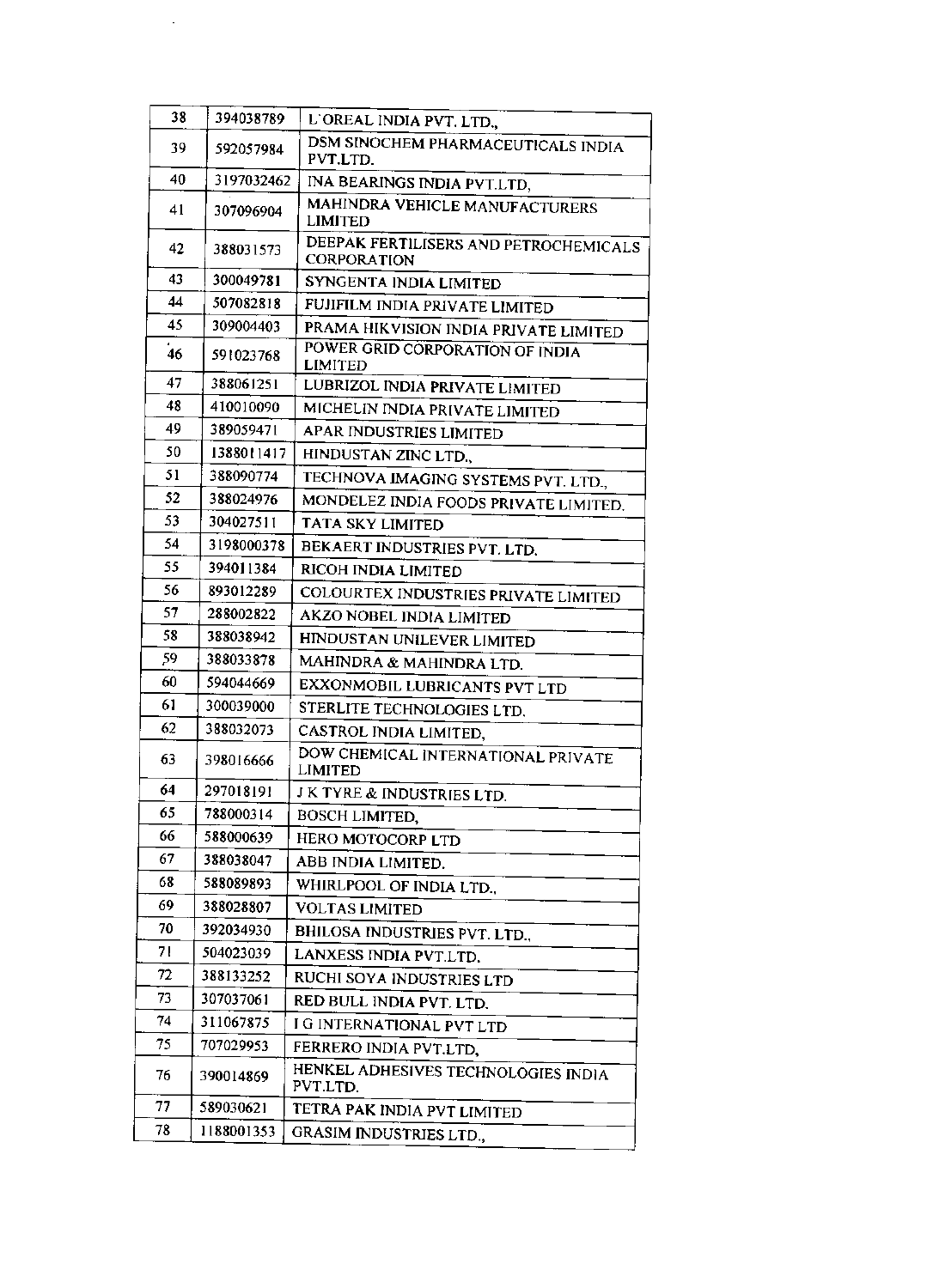| 38 | 394038789 | L'OREAL INDIA PVT. LTD., |
|---|---|---|
| 39 | 592057984 | DSM SINOCHEM PHARMACEUTICALS INDIA PVT.LTD. |
| 40 | 3197032462 | INA BEARINGS INDIA PVT.LTD, |
| 41 | 307096904 | MAHINDRA VEHICLE MANUFACTURERS LIMITED |
| 42 | 388031573 | DEEPAK FERTILISERS AND PETROCHEMICALS CORPORATION |
| 43 | 300049781 | SYNGENTA INDIA LIMITED |
| 44 | 507082818 | FUJIFILM INDIA PRIVATE LIMITED |
| 45 | 309004403 | PRAMA HIKVISION INDIA PRIVATE LIMITED |
| 46 | 591023768 | POWER GRID CORPORATION OF INDIA LIMITED |
| 47 | 388061251 | LUBRIZOL INDIA PRIVATE LIMITED |
| 48 | 410010090 | MICHELIN INDIA PRIVATE LIMITED |
| 49 | 389059471 | APAR INDUSTRIES LIMITED |
| 50 | 1388011417 | HINDUSTAN ZINC LTD., |
| 51 | 388090774 | TECHNOVA IMAGING SYSTEMS PVT. LTD., |
| 52 | 388024976 | MONDELEZ INDIA FOODS PRIVATE LIMITED. |
| 53 | 304027511 | TATA SKY LIMITED |
| 54 | 3198000378 | BEKAERT INDUSTRIES PVT. LTD. |
| 55 | 394011384 | RICOH INDIA LIMITED |
| 56 | 893012289 | COLOURTEX INDUSTRIES PRIVATE LIMITED |
| 57 | 288002822 | AKZO NOBEL INDIA LIMITED |
| 58 | 388038942 | HINDUSTAN UNILEVER LIMITED |
| 59 | 388033878 | MAHINDRA & MAHINDRA LTD. |
| 60 | 594044669 | EXXONMOBIL LUBRICANTS PVT LTD |
| 61 | 300039000 | STERLITE TECHNOLOGIES LTD. |
| 62 | 388032073 | CASTROL INDIA LIMITED, |
| 63 | 398016666 | DOW CHEMICAL INTERNATIONAL PRIVATE LIMITED |
| 64 | 297018191 | J K TYRE & INDUSTRIES LTD. |
| 65 | 788000314 | BOSCH LIMITED, |
| 66 | 588000639 | HERO MOTOCORP LTD |
| 67 | 388038047 | ABB INDIA LIMITED. |
| 68 | 588089893 | WHIRLPOOL OF INDIA LTD., |
| 69 | 388028807 | VOLTAS LIMITED |
| 70 | 392034930 | BHILOSA INDUSTRIES PVT. LTD., |
| 71 | 504023039 | LANXESS INDIA PVT.LTD. |
| 72 | 388133252 | RUCHI SOYA INDUSTRIES LTD |
| 73 | 307037061 | RED BULL INDIA PVT. LTD. |
| 74 | 311067875 | I G INTERNATIONAL PVT LTD |
| 75 | 707029953 | FERRERO INDIA PVT.LTD, |
| 76 | 390014869 | HENKEL ADHESIVES TECHNOLOGIES INDIA PVT.LTD. |
| 77 | 589030621 | TETRA PAK INDIA PVT LIMITED |
| 78 | 1188001353 | GRASIM INDUSTRIES LTD., |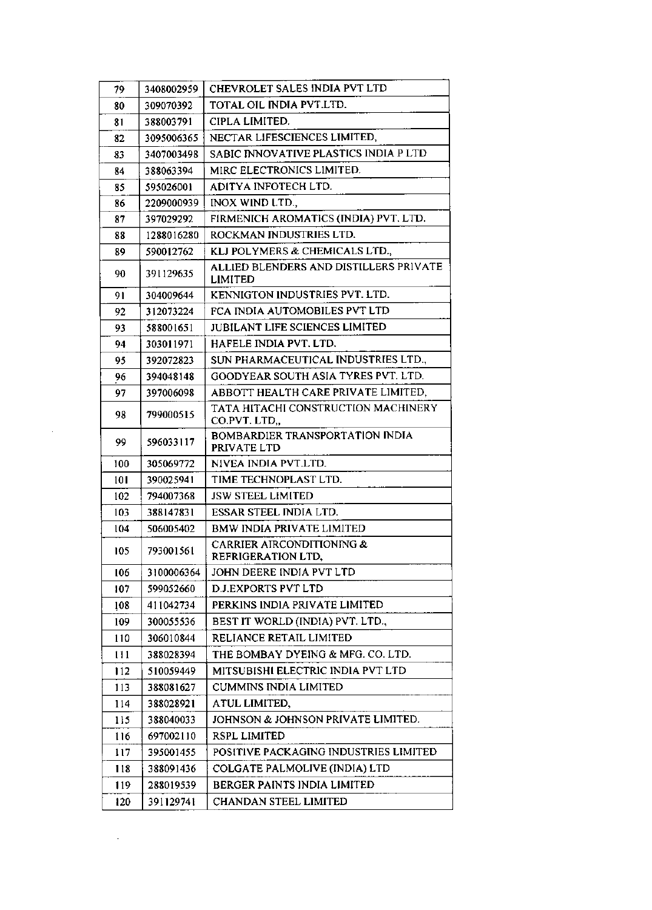| 79 | 3408002959 | CHEVROLET SALES INDIA PVT LTD |
|---|---|---|
| 80 | 309070392 | TOTAL OIL INDIA PVT.LTD. |
| 81 | 388003791 | CIPLA LIMITED. |
| 82 | 3095006365 | NECTAR LIFESCIENCES LIMITED, |
| 83 | 3407003498 | SABIC INNOVATIVE PLASTICS INDIA P LTD |
| 84 | 388063394 | MIRC ELECTRONICS LIMITED. |
| 85 | 595026001 | ADITYA INFOTECH LTD. |
| 86 | 2209000939 | INOX WIND LTD., |
| 87 | 397029292 | FIRMENICH AROMATICS (INDIA) PVT. LTD. |
| 88 | 1288016280 | ROCKMAN INDUSTRIES LTD. |
| 89 | 590012762 | KLJ POLYMERS & CHEMICALS LTD., |
| 90 | 391129635 | ALLIED BLENDERS AND DISTILLERS PRIVATE LIMITED |
| 91 | 304009644 | KENNIGTON INDUSTRIES PVT. LTD. |
| 92 | 312073224 | FCA INDIA AUTOMOBILES PVT LTD |
| 93 | 588001651 | JUBILANT LIFE SCIENCES LIMITED |
| 94 | 303011971 | HAFELE INDIA PVT. LTD. |
| 95 | 392072823 | SUN PHARMACEUTICAL INDUSTRIES LTD., |
| 96 | 394048148 | GOODYEAR SOUTH ASIA TYRES PVT. LTD. |
| 97 | 397006098 | ABBOTT HEALTH CARE PRIVATE LIMITED, |
| 98 | 799000515 | TATA HITACHI CONSTRUCTION MACHINERY CO.PVT. LTD., |
| 99 | 596033117 | BOMBARDIER TRANSPORTATION INDIA PRIVATE LTD |
| 100 | 305069772 | NIVEA INDIA PVT.LTD. |
| 101 | 390025941 | TIME TECHNOPLAST LTD. |
| 102 | 794007368 | JSW STEEL LIMITED |
| 103 | 388147831 | ESSAR STEEL INDIA LTD. |
| 104 | 506005402 | BMW INDIA PRIVATE LIMITED |
| 105 | 793001561 | CARRIER AIRCONDITIONING & REFRIGERATION LTD, |
| 106 | 3100006364 | JOHN DEERE INDIA PVT LTD |
| 107 | 599052660 | D.J.EXPORTS PVT LTD |
| 108 | 411042734 | PERKINS INDIA PRIVATE LIMITED |
| 109 | 300055536 | BEST IT WORLD (INDIA) PVT. LTD., |
| 110 | 306010844 | RELIANCE RETAIL LIMITED |
| 111 | 388028394 | THE BOMBAY DYEING & MFG. CO. LTD. |
| 112 | 510059449 | MITSUBISHI ELECTRIC INDIA PVT LTD |
| 113 | 388081627 | CUMMINS INDIA LIMITED |
| 114 | 388028921 | ATUL LIMITED, |
| 115 | 388040033 | JOHNSON & JOHNSON PRIVATE LIMITED. |
| 116 | 697002110 | RSPL LIMITED |
| 117 | 395001455 | POSITIVE PACKAGING INDUSTRIES LIMITED |
| 118 | 388091436 | COLGATE PALMOLIVE (INDIA) LTD |
| 119 | 288019539 | BERGER PAINTS INDIA LIMITED |
| 120 | 391129741 | CHANDAN STEEL LIMITED |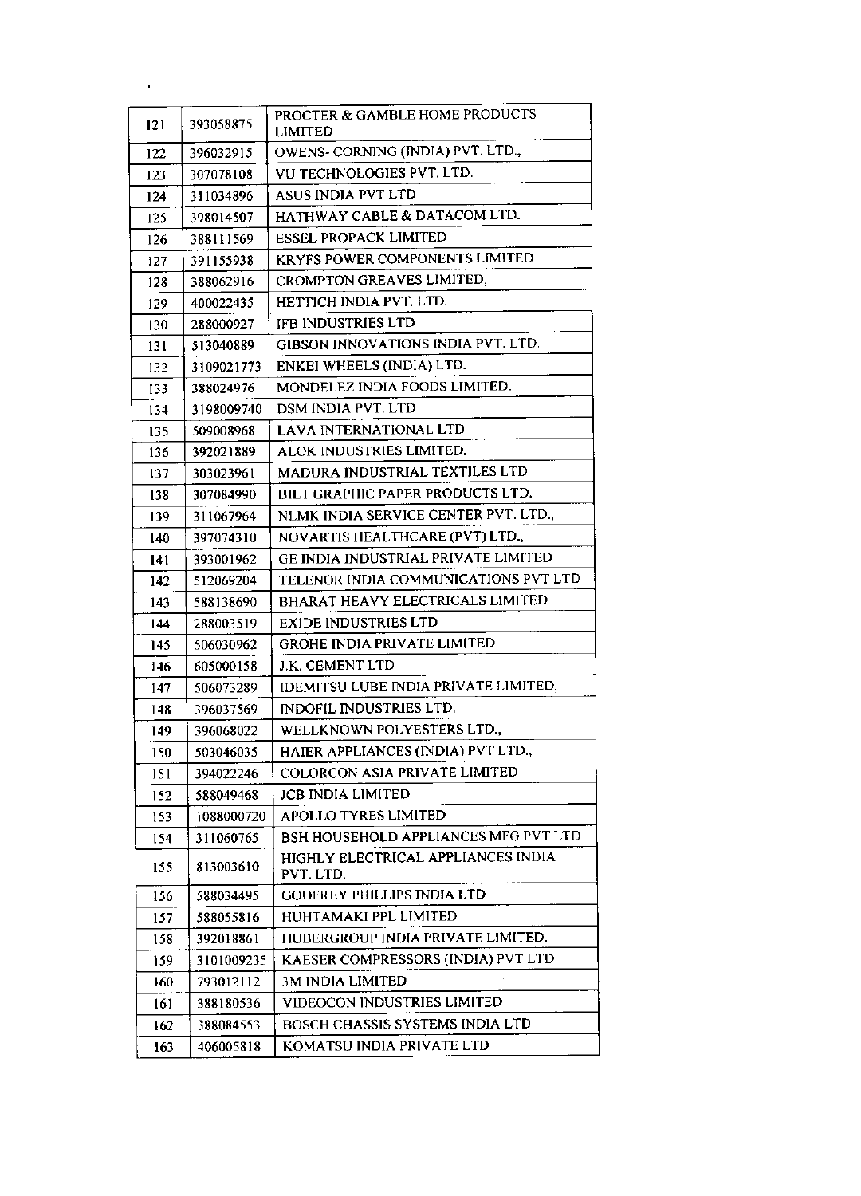| | | |
|---|---|---|
| 121 | 393058875 | PROCTER & GAMBLE HOME PRODUCTS LIMITED |
| 122 | 396032915 | OWENS- CORNING (INDIA) PVT. LTD., |
| 123 | 307078108 | VU TECHNOLOGIES PVT. LTD. |
| 124 | 311034896 | ASUS INDIA PVT LTD |
| 125 | 398014507 | HATHWAY CABLE & DATACOM LTD. |
| 126 | 388111569 | ESSEL PROPACK LIMITED |
| 127 | 391155938 | KRYFS POWER COMPONENTS LIMITED |
| 128 | 388062916 | CROMPTON GREAVES LIMITED, |
| 129 | 400022435 | HETTICH INDIA PVT. LTD, |
| 130 | 288000927 | IFB INDUSTRIES LTD |
| 131 | 513040889 | GIBSON INNOVATIONS INDIA PVT. LTD. |
| 132 | 3109021773 | ENKEI WHEELS (INDIA) LTD. |
| 133 | 388024976 | MONDELEZ INDIA FOODS LIMITED. |
| 134 | 3198009740 | DSM INDIA PVT. LTD |
| 135 | 509008968 | LAVA INTERNATIONAL LTD |
| 136 | 392021889 | ALOK INDUSTRIES LIMITED. |
| 137 | 303023961 | MADURA INDUSTRIAL TEXTILES LTD |
| 138 | 307084990 | BILT GRAPHIC PAPER PRODUCTS LTD. |
| 139 | 311067964 | NLMK INDIA SERVICE CENTER PVT. LTD., |
| 140 | 397074310 | NOVARTIS HEALTHCARE (PVT) LTD., |
| 141 | 393001962 | GE INDIA INDUSTRIAL PRIVATE LIMITED |
| 142 | 512069204 | TELENOR INDIA COMMUNICATIONS PVT LTD |
| 143 | 588138690 | BHARAT HEAVY ELECTRICALS LIMITED |
| 144 | 288003519 | EXIDE INDUSTRIES LTD |
| 145 | 506030962 | GROHE INDIA PRIVATE LIMITED |
| 146 | 605000158 | J.K. CEMENT LTD |
| 147 | 506073289 | IDEMITSU LUBE INDIA PRIVATE LIMITED, |
| 148 | 396037569 | INDOFIL INDUSTRIES LTD. |
| 149 | 396068022 | WELLKNOWN POLYESTERS LTD., |
| 150 | 503046035 | HAIER APPLIANCES (INDIA) PVT LTD., |
| 151 | 394022246 | COLORCON ASIA PRIVATE LIMITED |
| 152 | 588049468 | JCB INDIA LIMITED |
| 153 | 1088000720 | APOLLO TYRES LIMITED |
| 154 | 311060765 | BSH HOUSEHOLD APPLIANCES MFG PVT LTD |
| 155 | 813003610 | HIGHLY ELECTRICAL APPLIANCES INDIA PVT. LTD. |
| 156 | 588034495 | GODFREY PHILLIPS INDIA LTD |
| 157 | 588055816 | HUHTAMAKI PPL LIMITED |
| 158 | 392018861 | HUBERGROUP INDIA PRIVATE LIMITED. |
| 159 | 3101009235 | KAESER COMPRESSORS (INDIA) PVT LTD |
| 160 | 793012112 | 3M INDIA LIMITED |
| 161 | 388180536 | VIDEOCON INDUSTRIES LIMITED |
| 162 | 388084553 | BOSCH CHASSIS SYSTEMS INDIA LTD |
| 163 | 406005818 | KOMATSU INDIA PRIVATE LTD |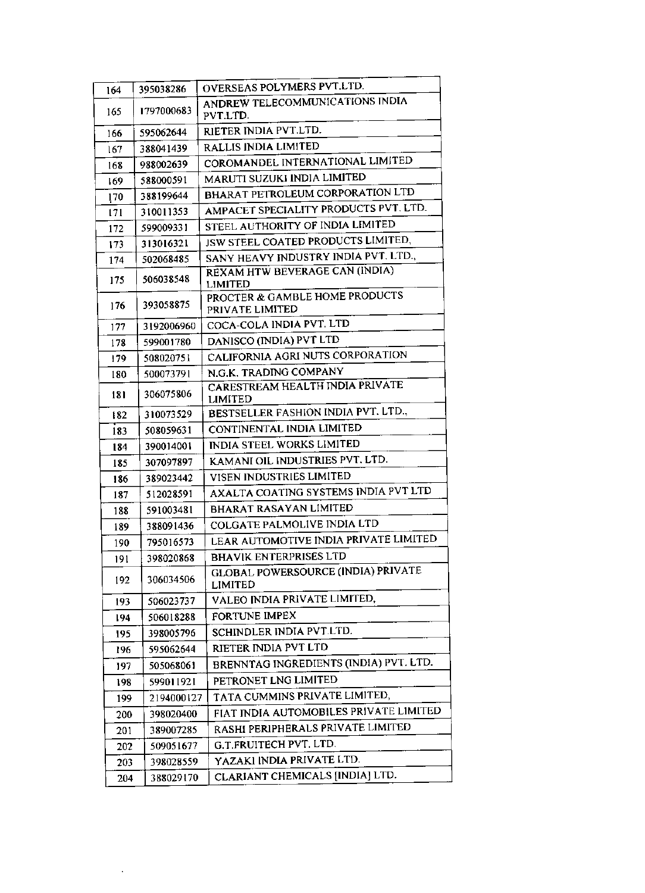| 164 | 395038286 | OVERSEAS POLYMERS PVT.LTD. |
|---|---|---|
| 165 | 1797000683 | ANDREW TELECOMMUNICATIONS INDIA PVT.LTD. |
| 166 | 595062644 | RIETER INDIA PVT.LTD. |
| 167 | 388041439 | RALLIS INDIA LIMITED |
| 168 | 988002639 | COROMANDEL INTERNATIONAL LIMITED |
| 169 | 588000591 | MARUTI SUZUKI INDIA LIMITED |
| 170 | 388199644 | BHARAT PETROLEUM CORPORATION LTD |
| 171 | 310011353 | AMPACET SPECIALITY PRODUCTS PVT. LTD. |
| 172 | 599009331 | STEEL AUTHORITY OF INDIA LIMITED |
| 173 | 313016321 | JSW STEEL COATED PRODUCTS LIMITED, |
| 174 | 502068485 | SANY HEAVY INDUSTRY INDIA PVT. LTD., |
| 175 | 506038548 | REXAM HTW BEVERAGE CAN (INDIA) LIMITED |
| 176 | 393058875 | PROCTER & GAMBLE HOME PRODUCTS PRIVATE LIMITED |
| 177 | 3192006960 | COCA-COLA INDIA PVT. LTD |
| 178 | 599001780 | DANISCO (INDIA) PVT LTD |
| 179 | 508020751 | CALIFORNIA AGRI NUTS CORPORATION |
| 180 | 500073791 | N.G.K. TRADING COMPANY |
| 181 | 306075806 | CARESTREAM HEALTH INDIA PRIVATE LIMITED |
| 182 | 310073529 | BESTSELLER FASHION INDIA PVT. LTD., |
| 183 | 508059631 | CONTINENTAL INDIA LIMITED |
| 184 | 390014001 | INDIA STEEL WORKS LIMITED |
| 185 | 307097897 | KAMANI OIL INDUSTRIES PVT. LTD. |
| 186 | 389023442 | VISEN INDUSTRIES LIMITED |
| 187 | 512028591 | AXALTA COATING SYSTEMS INDIA PVT LTD |
| 188 | 591003481 | BHARAT RASAYAN LIMITED |
| 189 | 388091436 | COLGATE PALMOLIVE INDIA LTD |
| 190 | 795016573 | LEAR AUTOMOTIVE INDIA PRIVATE LIMITED |
| 191 | 398020868 | BHAVIK ENTERPRISES LTD |
| 192 | 306034506 | GLOBAL POWERSOURCE (INDIA) PRIVATE LIMITED |
| 193 | 506023737 | VALEO INDIA PRIVATE LIMITED, |
| 194 | 506018288 | FORTUNE IMPEX |
| 195 | 398005796 | SCHINDLER INDIA PVT LTD. |
| 196 | 595062644 | RIETER INDIA PVT LTD |
| 197 | 505068061 | BRENNTAG INGREDIENTS (INDIA) PVT. LTD. |
| 198 | 599011921 | PETRONET LNG LIMITED |
| 199 | 2194000127 | TATA CUMMINS PRIVATE LIMITED, |
| 200 | 398020400 | FIAT INDIA AUTOMOBILES PRIVATE LIMITED |
| 201 | 389007285 | RASHI PERIPHERALS PRIVATE LIMITED |
| 202 | 509051677 | G.T.FRUITECH PVT. LTD. |
| 203 | 398028559 | YAZAKI INDIA PRIVATE LTD. |
| 204 | 388029170 | CLARIANT CHEMICALS [INDIA] LTD. |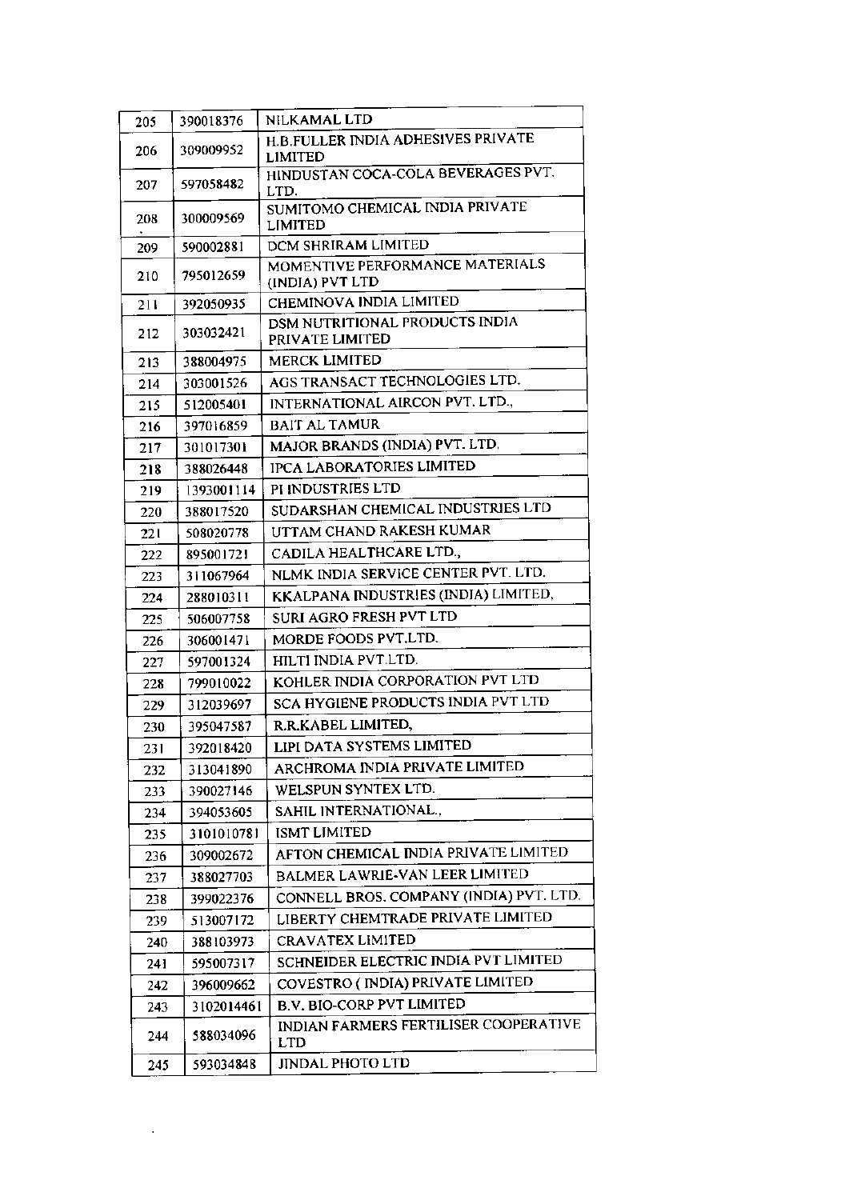| 205 | 390018376 | NILKAMAL LTD |
|---|---|---|
| 206 | 309009952 | H.B.FULLER INDIA ADHESIVES PRIVATE LIMITED |
| 207 | 597058482 | HINDUSTAN COCA-COLA BEVERAGES PVT. LTD. |
| 208 | 300009569 | SUMITOMO CHEMICAL INDIA PRIVATE LIMITED |
| 209 | 590002881 | DCM SHRIRAM LIMITED |
| 210 | 795012659 | MOMENTIVE PERFORMANCE MATERIALS (INDIA) PVT LTD |
| 211 | 392050935 | CHEMINOVA INDIA LIMITED |
| 212 | 303032421 | DSM NUTRITIONAL PRODUCTS INDIA PRIVATE LIMITED |
| 213 | 388004975 | MERCK LIMITED |
| 214 | 303001526 | AGS TRANSACT TECHNOLOGIES LTD. |
| 215 | 512005401 | INTERNATIONAL AIRCON PVT. LTD., |
| 216 | 397016859 | BAIT AL TAMUR |
| 217 | 301017301 | MAJOR BRANDS (INDIA) PVT. LTD. |
| 218 | 388026448 | IPCA LABORATORIES LIMITED |
| 219 | 1393001114 | PI INDUSTRIES LTD |
| 220 | 388017520 | SUDARSHAN CHEMICAL INDUSTRIES LTD |
| 221 | 508020778 | UTTAM CHAND RAKESH KUMAR |
| 222 | 895001721 | CADILA HEALTHCARE LTD., |
| 223 | 311067964 | NLMK INDIA SERVICE CENTER PVT. LTD. |
| 224 | 288010311 | KKALPANA INDUSTRIES (INDIA) LIMITED, |
| 225 | 506007758 | SURI AGRO FRESH PVT LTD |
| 226 | 306001471 | MORDE FOODS PVT.LTD. |
| 227 | 597001324 | HILTI INDIA PVT.LTD. |
| 228 | 799010022 | KOHLER INDIA CORPORATION PVT LTD |
| 229 | 312039697 | SCA HYGIENE PRODUCTS INDIA PVT LTD |
| 230 | 395047587 | R.R.KABEL LIMITED, |
| 231 | 392018420 | LIPI DATA SYSTEMS LIMITED |
| 232 | 313041890 | ARCHROMA INDIA PRIVATE LIMITED |
| 233 | 390027146 | WELSPUN SYNTEX LTD. |
| 234 | 394053605 | SAHIL INTERNATIONAL., |
| 235 | 3101010781 | ISMT LIMITED |
| 236 | 309002672 | AFTON CHEMICAL INDIA PRIVATE LIMITED |
| 237 | 388027703 | BALMER LAWRIE-VAN LEER LIMITED |
| 238 | 399022376 | CONNELL BROS. COMPANY (INDIA) PVT. LTD. |
| 239 | 513007172 | LIBERTY CHEMTRADE PRIVATE LIMITED |
| 240 | 388103973 | CRAVATEX LIMITED |
| 241 | 595007317 | SCHNEIDER ELECTRIC INDIA PVT LIMITED |
| 242 | 396009662 | COVESTRO ( INDIA) PRIVATE LIMITED |
| 243 | 3102014461 | B.V. BIO-CORP PVT LIMITED |
| 244 | 588034096 | INDIAN FARMERS FERTILISER COOPERATIVE LTD |
| 245 | 593034848 | JINDAL PHOTO LTD |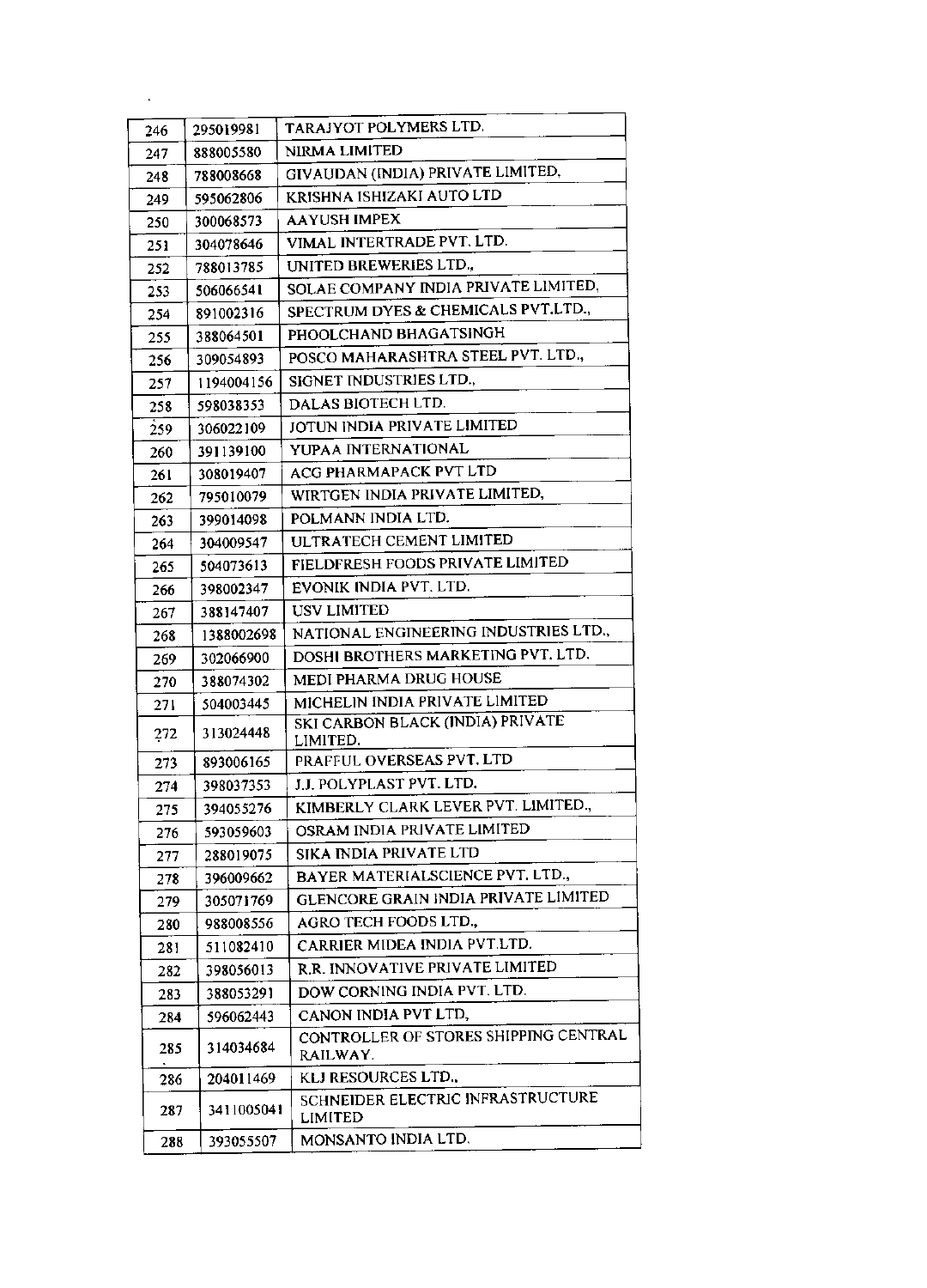| | | |
|---|---|---|
| 246 | 295019981 | TARAJYOT POLYMERS LTD. |
| 247 | 888005580 | NIRMA LIMITED |
| 248 | 788008668 | GIVAUDAN (INDIA) PRIVATE LIMITED, |
| 249 | 595062806 | KRISHNA ISHIZAKI AUTO LTD |
| 250 | 300068573 | AAYUSH IMPEX |
| 251 | 304078646 | VIMAL INTERTRADE PVT. LTD. |
| 252 | 788013785 | UNITED BREWERIES LTD., |
| 253 | 506066541 | SOLAE COMPANY INDIA PRIVATE LIMITED, |
| 254 | 891002316 | SPECTRUM DYES & CHEMICALS PVT.LTD., |
| 255 | 388064501 | PHOOLCHAND BHAGATSINGH |
| 256 | 309054893 | POSCO MAHARASHTRA STEEL PVT. LTD., |
| 257 | 1194004156 | SIGNET INDUSTRIES LTD., |
| 258 | 598038353 | DALAS BIOTECH LTD. |
| 259 | 306022109 | JOTUN INDIA PRIVATE LIMITED |
| 260 | 391139100 | YUPAA INTERNATIONAL |
| 261 | 308019407 | ACG PHARMAPACK PVT LTD |
| 262 | 795010079 | WIRTGEN INDIA PRIVATE LIMITED, |
| 263 | 399014098 | POLMANN INDIA LTD. |
| 264 | 304009547 | ULTRATECH CEMENT LIMITED |
| 265 | 504073613 | FIELDFRESH FOODS PRIVATE LIMITED |
| 266 | 398002347 | EVONIK INDIA PVT. LTD. |
| 267 | 388147407 | USV LIMITED |
| 268 | 1388002698 | NATIONAL ENGINEERING INDUSTRIES LTD., |
| 269 | 302066900 | DOSHI BROTHERS MARKETING PVT. LTD. |
| 270 | 388074302 | MEDI PHARMA DRUG HOUSE |
| 271 | 504003445 | MICHELIN INDIA PRIVATE LIMITED |
| 272 | 313024448 | SKI CARBON BLACK (INDIA) PRIVATE LIMITED. |
| 273 | 893006165 | PRAFFUL OVERSEAS PVT. LTD |
| 274 | 398037353 | J.J. POLYPLAST PVT. LTD. |
| 275 | 394055276 | KIMBERLY CLARK LEVER PVT. LIMITED., |
| 276 | 593059603 | OSRAM INDIA PRIVATE LIMITED |
| 277 | 288019075 | SIKA INDIA PRIVATE LTD |
| 278 | 396009662 | BAYER MATERIALSCIENCE PVT. LTD., |
| 279 | 305071769 | GLENCORE GRAIN INDIA PRIVATE LIMITED |
| 280 | 988008556 | AGRO TECH FOODS LTD., |
| 281 | 511082410 | CARRIER MIDEA INDIA PVT.LTD. |
| 282 | 398056013 | R.R. INNOVATIVE PRIVATE LIMITED |
| 283 | 388053291 | DOW CORNING INDIA PVT. LTD. |
| 284 | 596062443 | CANON INDIA PVT LTD, |
| 285 | 314034684 | CONTROLLER OF STORES SHIPPING CENTRAL RAILWAY. |
| 286 | 204011469 | KLJ RESOURCES LTD., |
| 287 | 3411005041 | SCHNEIDER ELECTRIC INFRASTRUCTURE LIMITED |
| 288 | 393055507 | MONSANTO INDIA LTD. |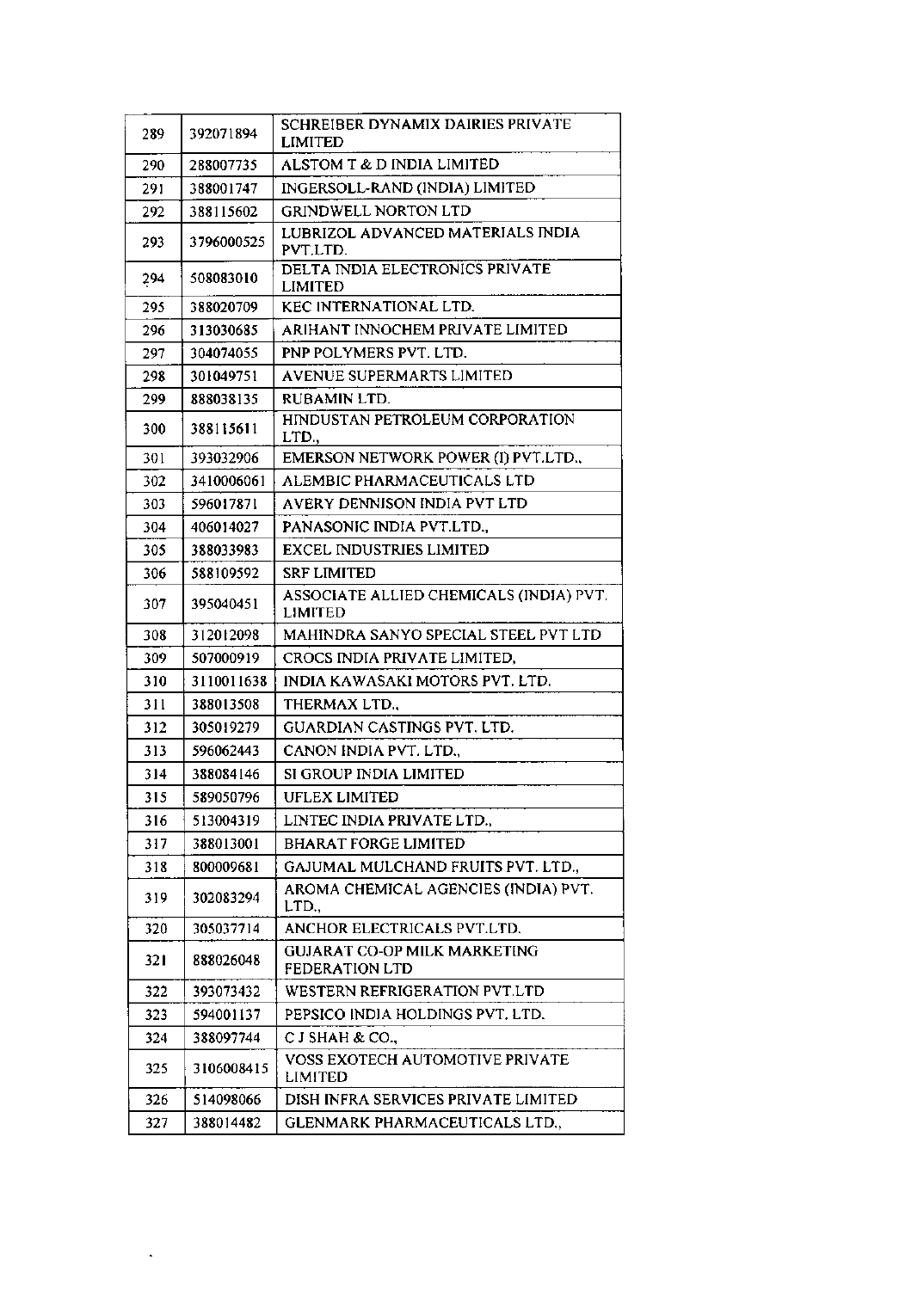| 289 | 392071894 | SCHREIBER DYNAMIX DAIRIES PRIVATE LIMITED |
|---|---|---|
| 290 | 288007735 | ALSTOM T & D INDIA LIMITED |
| 291 | 388001747 | INGERSOLL-RAND (INDIA) LIMITED |
| 292 | 388115602 | GRINDWELL NORTON LTD |
| 293 | 3796000525 | LUBRIZOL ADVANCED MATERIALS INDIA PVT.LTD. |
| 294 | 508083010 | DELTA INDIA ELECTRONICS PRIVATE LIMITED |
| 295 | 388020709 | KEC INTERNATIONAL LTD. |
| 296 | 313030685 | ARIHANT INNOCHEM PRIVATE LIMITED |
| 297 | 304074055 | PNP POLYMERS PVT. LTD. |
| 298 | 301049751 | AVENUE SUPERMARTS LIMITED |
| 299 | 888038135 | RUBAMIN LTD. |
| 300 | 388115611 | HINDUSTAN PETROLEUM CORPORATION LTD., |
| 301 | 393032906 | EMERSON NETWORK POWER (I) PVT.LTD., |
| 302 | 3410006061 | ALEMBIC PHARMACEUTICALS LTD |
| 303 | 596017871 | AVERY DENNISON INDIA PVT LTD |
| 304 | 406014027 | PANASONIC INDIA PVT.LTD., |
| 305 | 388033983 | EXCEL INDUSTRIES LIMITED |
| 306 | 588109592 | SRF LIMITED |
| 307 | 395040451 | ASSOCIATE ALLIED CHEMICALS (INDIA) PVT. LIMITED |
| 308 | 312012098 | MAHINDRA SANYO SPECIAL STEEL PVT LTD |
| 309 | 507000919 | CROCS INDIA PRIVATE LIMITED, |
| 310 | 3110011638 | INDIA KAWASAKI MOTORS PVT. LTD. |
| 311 | 388013508 | THERMAX LTD., |
| 312 | 305019279 | GUARDIAN CASTINGS PVT. LTD. |
| 313 | 596062443 | CANON INDIA PVT. LTD., |
| 314 | 388084146 | SI GROUP INDIA LIMITED |
| 315 | 589050796 | UFLEX LIMITED |
| 316 | 513004319 | LINTEC INDIA PRIVATE LTD., |
| 317 | 388013001 | BHARAT FORGE LIMITED |
| 318 | 800009681 | GAJUMAL MULCHAND FRUITS PVT. LTD., |
| 319 | 302083294 | AROMA CHEMICAL AGENCIES (INDIA) PVT. LTD., |
| 320 | 305037714 | ANCHOR ELECTRICALS PVT.LTD. |
| 321 | 888026048 | GUJARAT CO-OP MILK MARKETING FEDERATION LTD |
| 322 | 393073432 | WESTERN REFRIGERATION PVT.LTD |
| 323 | 594001137 | PEPSICO INDIA HOLDINGS PVT. LTD. |
| 324 | 388097744 | C J SHAH & CO., |
| 325 | 3106008415 | VOSS EXOTECH AUTOMOTIVE PRIVATE LIMITED |
| 326 | 514098066 | DISH INFRA SERVICES PRIVATE LIMITED |
| 327 | 388014482 | GLENMARK PHARMACEUTICALS LTD., |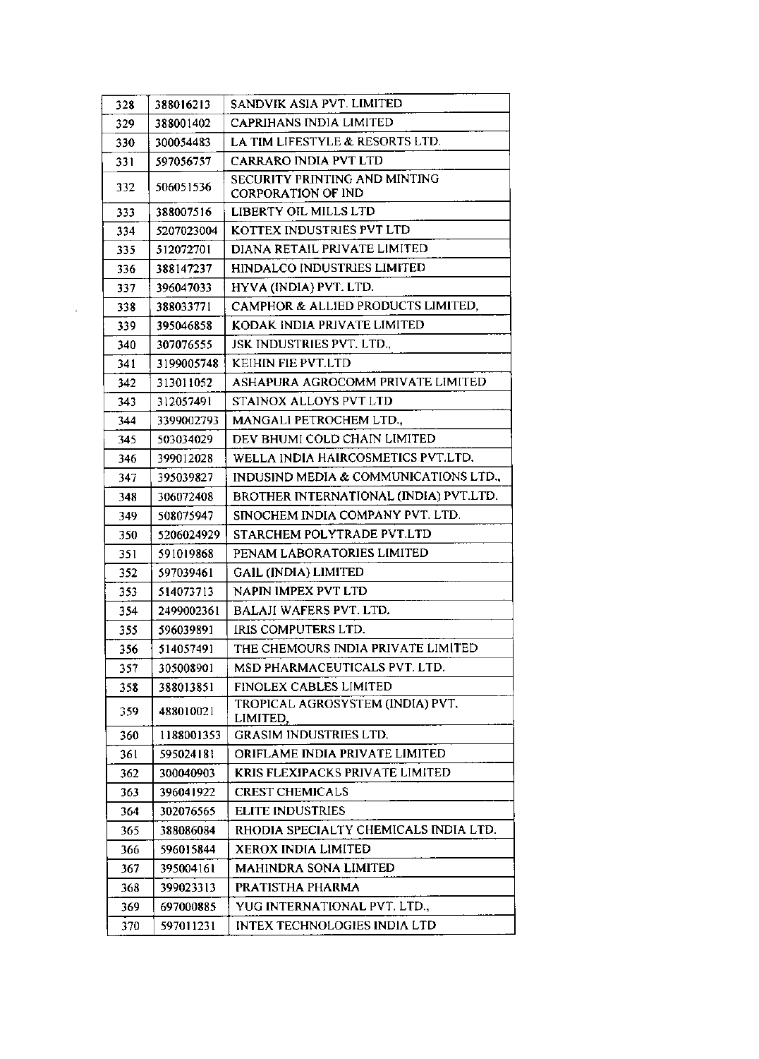| 328 | 388016213 | SANDVIK ASIA PVT. LIMITED |
|---|---|---|
| 329 | 388001402 | CAPRIHANS INDIA LIMITED |
| 330 | 300054483 | LA TIM LIFESTYLE & RESORTS LTD. |
| 331 | 597056757 | CARRARO INDIA PVT LTD |
| 332 | 506051536 | SECURITY PRINTING AND MINTING CORPORATION OF IND |
| 333 | 388007516 | LIBERTY OIL MILLS LTD |
| 334 | 5207023004 | KOTTEX INDUSTRIES PVT LTD |
| 335 | 512072701 | DIANA RETAIL PRIVATE LIMITED |
| 336 | 388147237 | HINDALCO INDUSTRIES LIMITED |
| 337 | 396047033 | HYVA (INDIA) PVT. LTD. |
| 338 | 388033771 | CAMPHOR & ALLIED PRODUCTS LIMITED, |
| 339 | 395046858 | KODAK INDIA PRIVATE LIMITED |
| 340 | 307076555 | JSK INDUSTRIES PVT. LTD., |
| 341 | 3199005748 | KEIHIN FIE PVT.LTD |
| 342 | 313011052 | ASHAPURA AGROCOMM PRIVATE LIMITED |
| 343 | 312057491 | STAINOX ALLOYS PVT LTD |
| 344 | 3399002793 | MANGALI PETROCHEM LTD., |
| 345 | 503034029 | DEV BHUMI COLD CHAIN LIMITED |
| 346 | 399012028 | WELLA INDIA HAIRCOSMETICS PVT.LTD. |
| 347 | 395039827 | INDUSIND MEDIA & COMMUNICATIONS LTD., |
| 348 | 306072408 | BROTHER INTERNATIONAL (INDIA) PVT.LTD. |
| 349 | 508075947 | SINOCHEM INDIA COMPANY PVT. LTD. |
| 350 | 5206024929 | STARCHEM POLYTRADE PVT.LTD |
| 351 | 591019868 | PENAM LABORATORIES LIMITED |
| 352 | 597039461 | GAIL (INDIA) LIMITED |
| 353 | 514073713 | NAPIN IMPEX PVT LTD |
| 354 | 2499002361 | BALAJI WAFERS PVT. LTD. |
| 355 | 596039891 | IRIS COMPUTERS LTD. |
| 356 | 514057491 | THE CHEMOURS INDIA PRIVATE LIMITED |
| 357 | 305008901 | MSD PHARMACEUTICALS PVT. LTD. |
| 358 | 388013851 | FINOLEX CABLES LIMITED |
| 359 | 488010021 | TROPICAL AGROSYSTEM (INDIA) PVT. LIMITED, |
| 360 | 1188001353 | GRASIM INDUSTRIES LTD. |
| 361 | 595024181 | ORIFLAME INDIA PRIVATE LIMITED |
| 362 | 300040903 | KRIS FLEXIPACKS PRIVATE LIMITED |
| 363 | 396041922 | CREST CHEMICALS |
| 364 | 302076565 | ELITE INDUSTRIES |
| 365 | 388086084 | RHODIA SPECIALTY CHEMICALS INDIA LTD. |
| 366 | 596015844 | XEROX INDIA LIMITED |
| 367 | 395004161 | MAHINDRA SONA LIMITED |
| 368 | 399023313 | PRATISTHA PHARMA |
| 369 | 697000885 | YUG INTERNATIONAL PVT. LTD., |
| 370 | 597011231 | INTEX TECHNOLOGIES INDIA LTD |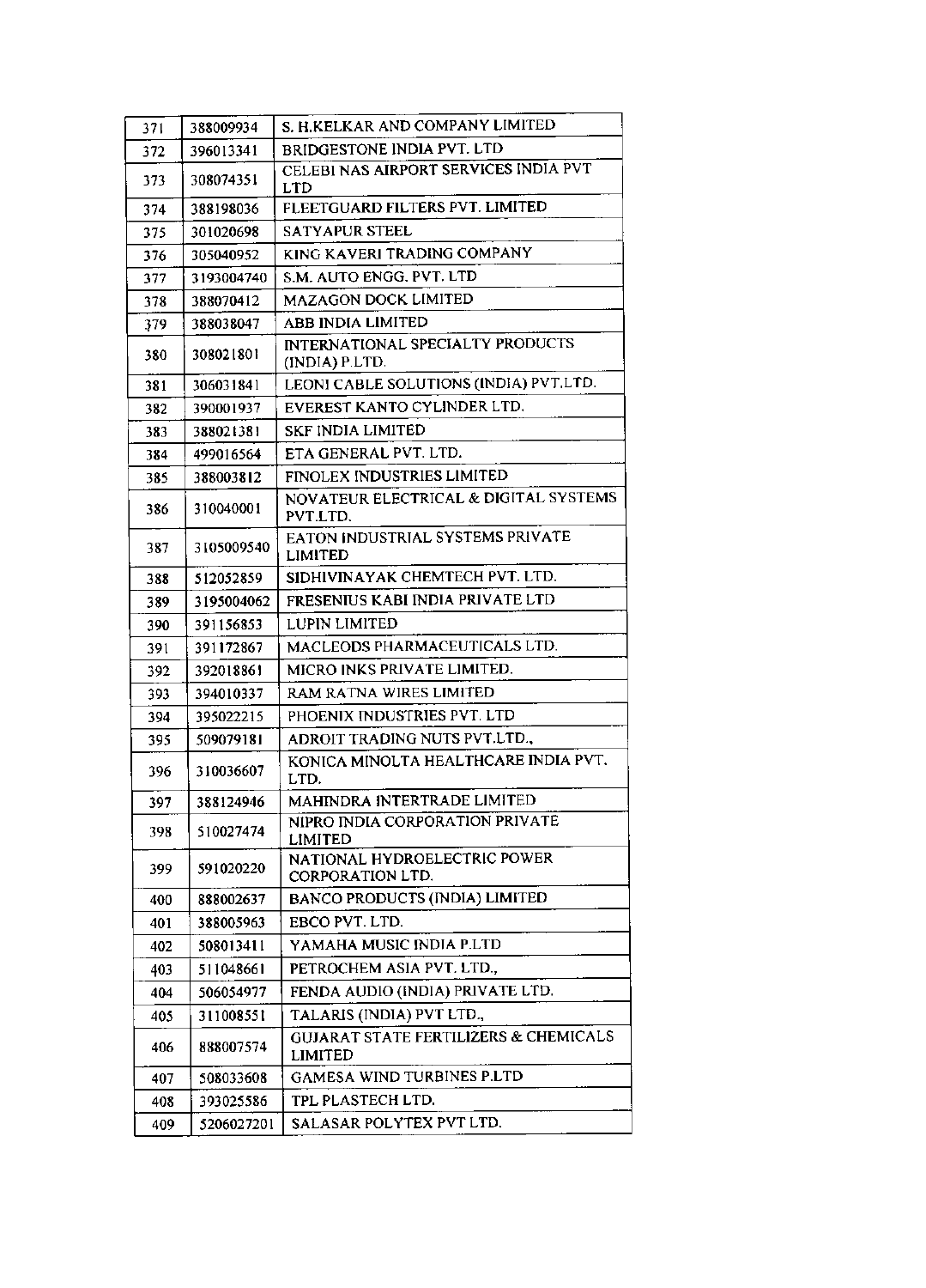| 371 | 388009934 | S. H.KELKAR AND COMPANY LIMITED |
|---|---|---|
| 372 | 396013341 | BRIDGESTONE INDIA PVT. LTD |
| 373 | 308074351 | CELEBI NAS AIRPORT SERVICES INDIA PVT LTD |
| 374 | 388198036 | FLEETGUARD FILTERS PVT. LIMITED |
| 375 | 301020698 | SATYAPUR STEEL |
| 376 | 305040952 | KING KAVERI TRADING COMPANY |
| 377 | 3193004740 | S.M. AUTO ENGG. PVT. LTD |
| 378 | 388070412 | MAZAGON DOCK LIMITED |
| 379 | 388038047 | ABB INDIA LIMITED |
| 380 | 308021801 | INTERNATIONAL SPECIALTY PRODUCTS (INDIA) P.LTD. |
| 381 | 306031841 | LEONI CABLE SOLUTIONS (INDIA) PVT.LTD. |
| 382 | 390001937 | EVEREST KANTO CYLINDER LTD. |
| 383 | 388021381 | SKF INDIA LIMITED |
| 384 | 499016564 | ETA GENERAL PVT. LTD. |
| 385 | 388003812 | FINOLEX INDUSTRIES LIMITED |
| 386 | 310040001 | NOVATEUR ELECTRICAL & DIGITAL SYSTEMS PVT.LTD. |
| 387 | 3105009540 | EATON INDUSTRIAL SYSTEMS PRIVATE LIMITED |
| 388 | 512052859 | SIDHIVINAYAK CHEMTECH PVT. LTD. |
| 389 | 3195004062 | FRESENIUS KABI INDIA PRIVATE LTD |
| 390 | 391156853 | LUPIN LIMITED |
| 391 | 391172867 | MACLEODS PHARMACEUTICALS LTD. |
| 392 | 392018861 | MICRO INKS PRIVATE LIMITED. |
| 393 | 394010337 | RAM RATNA WIRES LIMITED |
| 394 | 395022215 | PHOENIX INDUSTRIES PVT. LTD |
| 395 | 509079181 | ADROIT TRADING NUTS PVT.LTD., |
| 396 | 310036607 | KONICA MINOLTA HEALTHCARE INDIA PVT. LTD. |
| 397 | 388124946 | MAHINDRA INTERTRADE LIMITED |
| 398 | 510027474 | NIPRO INDIA CORPORATION PRIVATE LIMITED |
| 399 | 591020220 | NATIONAL HYDROELECTRIC POWER CORPORATION LTD. |
| 400 | 888002637 | BANCO PRODUCTS (INDIA) LIMITED |
| 401 | 388005963 | EBCO PVT. LTD. |
| 402 | 508013411 | YAMAHA MUSIC INDIA P.LTD |
| 403 | 511048661 | PETROCHEM ASIA PVT. LTD., |
| 404 | 506054977 | FENDA AUDIO (INDIA) PRIVATE LTD. |
| 405 | 311008551 | TALARIS (INDIA) PVT LTD., |
| 406 | 888007574 | GUJARAT STATE FERTILIZERS & CHEMICALS LIMITED |
| 407 | 508033608 | GAMESA WIND TURBINES P.LTD |
| 408 | 393025586 | TPL PLASTECH LTD. |
| 409 | 5206027201 | SALASAR POLYTEX PVT LTD. |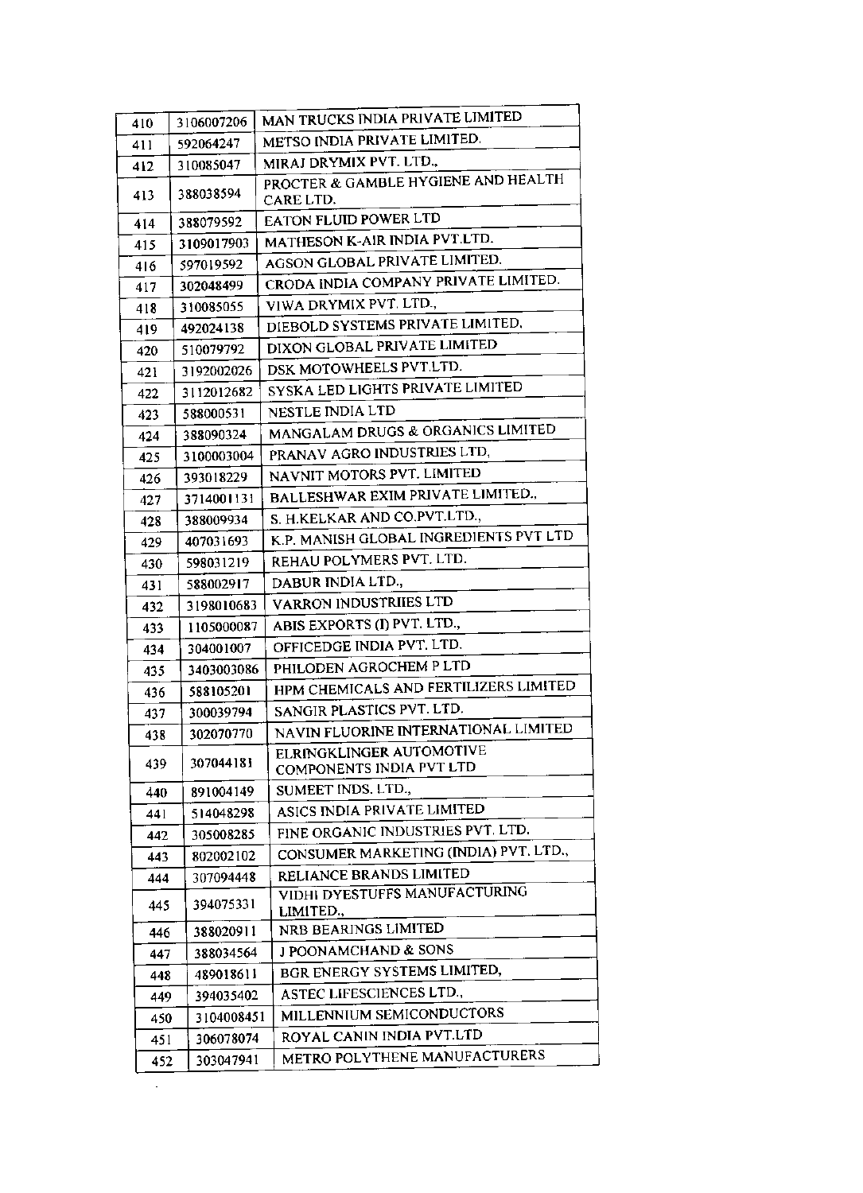| 410 | 3106007206 | MAN TRUCKS INDIA PRIVATE LIMITED |
|---|---|---|
| 411 | 592064247 | METSO INDIA PRIVATE LIMITED. |
| 412 | 310085047 | MIRAJ DRYMIX PVT. LTD., |
| 413 | 388038594 | PROCTER & GAMBLE HYGIENE AND HEALTH CARE LTD. |
| 414 | 388079592 | EATON FLUID POWER LTD |
| 415 | 3109017903 | MATHESON K-AIR INDIA PVT.LTD. |
| 416 | 597019592 | AGSON GLOBAL PRIVATE LIMITED. |
| 417 | 302048499 | CRODA INDIA COMPANY PRIVATE LIMITED. |
| 418 | 310085055 | VIWA DRYMIX PVT. LTD., |
| 419 | 492024138 | DIEBOLD SYSTEMS PRIVATE LIMITED, |
| 420 | 510079792 | DIXON GLOBAL PRIVATE LIMITED |
| 421 | 3192002026 | DSK MOTOWHEELS PVT.LTD. |
| 422 | 3112012682 | SYSKA LED LIGHTS PRIVATE LIMITED |
| 423 | 588000531 | NESTLE INDIA LTD |
| 424 | 388090324 | MANGALAM DRUGS & ORGANICS LIMITED |
| 425 | 3100003004 | PRANAV AGRO INDUSTRIES LTD, |
| 426 | 393018229 | NAVNIT MOTORS PVT. LIMITED |
| 427 | 3714001131 | BALLESHWAR EXIM PRIVATE LIMITED., |
| 428 | 388009934 | S. H.KELKAR AND CO.PVT.LTD., |
| 429 | 407031693 | K.P. MANISH GLOBAL INGREDIENTS PVT LTD |
| 430 | 598031219 | REHAU POLYMERS PVT. LTD. |
| 431 | 588002917 | DABUR INDIA LTD., |
| 432 | 3198010683 | VARRON INDUSTRIIES LTD |
| 433 | 1105000087 | ABIS EXPORTS (I) PVT. LTD., |
| 434 | 304001007 | OFFICEDGE INDIA PVT. LTD. |
| 435 | 3403003086 | PHILODEN AGROCHEM P LTD |
| 436 | 588105201 | HPM CHEMICALS AND FERTILIZERS LIMITED |
| 437 | 300039794 | SANGIR PLASTICS PVT. LTD. |
| 438 | 302070770 | NAVIN FLUORINE INTERNATIONAL LIMITED |
| 439 | 307044181 | ELRINGKLINGER AUTOMOTIVE COMPONENTS INDIA PVT LTD |
| 440 | 891004149 | SUMEET INDS. LTD., |
| 441 | 514048298 | ASICS INDIA PRIVATE LIMITED |
| 442 | 305008285 | FINE ORGANIC INDUSTRIES PVT. LTD. |
| 443 | 802002102 | CONSUMER MARKETING (INDIA) PVT. LTD., |
| 444 | 307094448 | RELIANCE BRANDS LIMITED |
| 445 | 394075331 | VIDHI DYESTUFFS MANUFACTURING LIMITED., |
| 446 | 388020911 | NRB BEARINGS LIMITED |
| 447 | 388034564 | J POONAMCHAND & SONS |
| 448 | 489018611 | BGR ENERGY SYSTEMS LIMITED, |
| 449 | 394035402 | ASTEC LIFESCIENCES LTD., |
| 450 | 3104008451 | MILLENNIUM SEMICONDUCTORS |
| 451 | 306078074 | ROYAL CANIN INDIA PVT.LTD |
| 452 | 303047941 | METRO POLYTHENE MANUFACTURERS |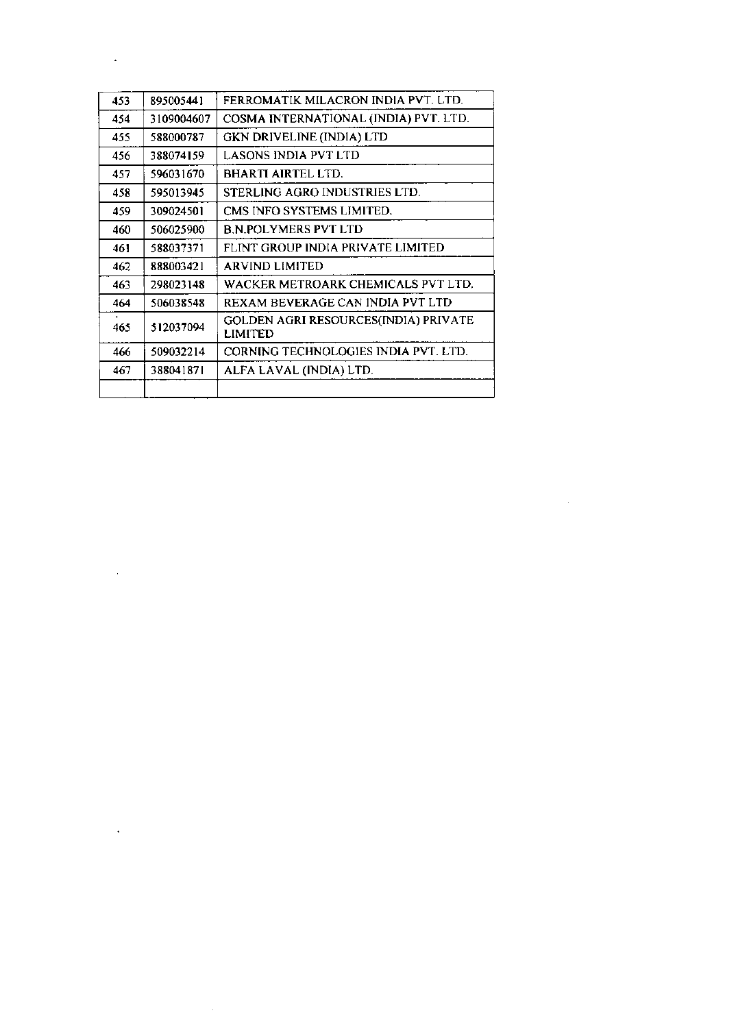| 453 | 895005441 | FERROMATIK MILACRON INDIA PVT. LTD. |
|---|---|---|
| 454 | 3109004607 | COSMA INTERNATIONAL (INDIA) PVT. LTD. |
| 455 | 588000787 | GKN DRIVELINE (INDIA) LTD |
| 456 | 388074159 | LASONS INDIA PVT LTD |
| 457 | 596031670 | BHARTI AIRTEL LTD. |
| 458 | 595013945 | STERLING AGRO INDUSTRIES LTD. |
| 459 | 309024501 | CMS INFO SYSTEMS LIMITED. |
| 460 | 506025900 | B.N.POLYMERS PVT LTD |
| 461 | 588037371 | FLINT GROUP INDIA PRIVATE LIMITED |
| 462 | 888003421 | ARVIND LIMITED |
| 463 | 298023148 | WACKER METROARK CHEMICALS PVT LTD. |
| 464 | 506038548 | REXAM BEVERAGE CAN INDIA PVT LTD |
| 465 | 512037094 | GOLDEN AGRI RESOURCES(INDIA) PRIVATE LIMITED |
| 466 | 509032214 | CORNING TECHNOLOGIES INDIA PVT. LTD. |
| 467 | 388041871 | ALFA LAVAL (INDIA) LTD. |
| | | |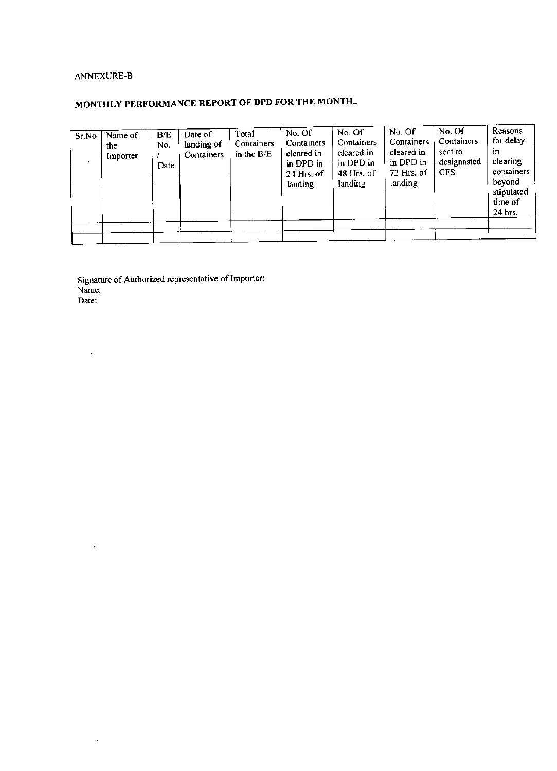ANNEXURE-B

## MONTHLY PERFORMANCE REPORT OF DPD FOR THE MONTH..

| Sr.No | Name of the Importer | B/E No. / Date | Date of landing of Containers | Total Containers in the B/E | No. Of Containers cleared in in DPD in 24 Hrs. of landing | No. Of Containers cleared in in DPD in 48 Hrs. of landing | No. Of Containers cleared in in DPD in 72 Hrs. of landing | No. Of Containers sent to designasted CFS | Reasons for delay in clearing containers beyond stipulated time of 24 hrs. |
|---|---|---|---|---|---|---|---|---|---|
| | | | | | | | | | |
| | | | | | | | | | |

Signature of Authorized representative of Importer:
Name:
Date: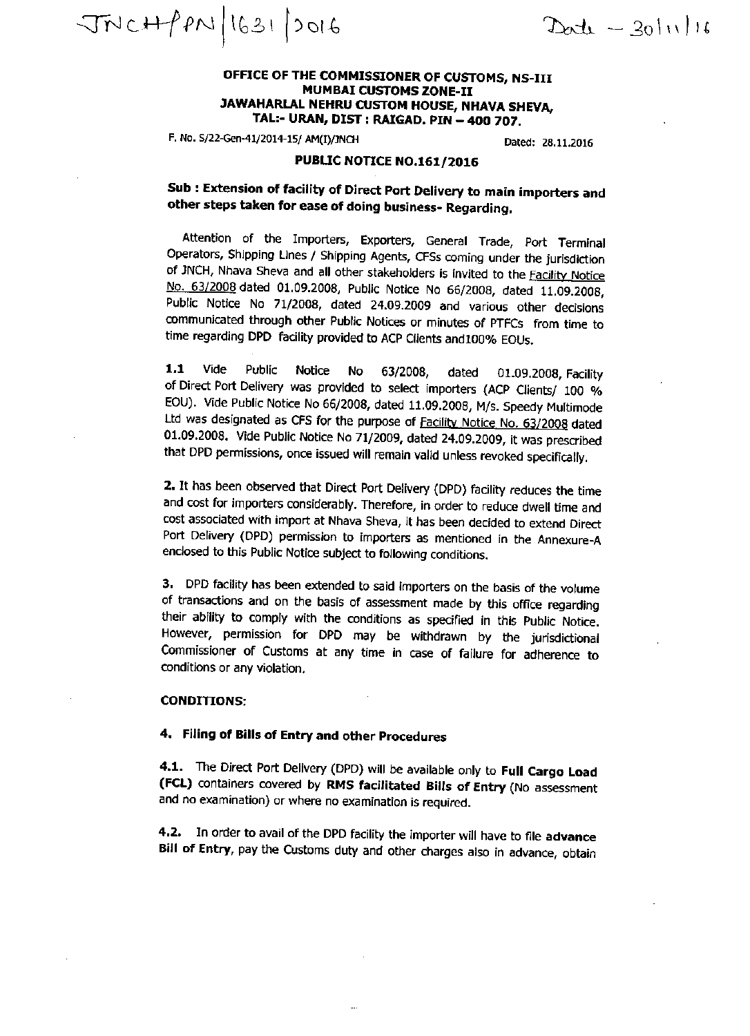JNCH/PN/1631/2016 Date – 30/11/16

**OFFICE OF THE COMMISSIONER OF CUSTOMS, NS-III**
**MUMBAI CUSTOMS ZONE-II**
**JAWAHARLAL NEHRU CUSTOM HOUSE, NHAVA SHEVA,**
**TAL:- URAN, DIST : RAIGAD. PIN – 400 707.**

F. No. S/22-Gen-41/2014-15/ AM(I)/JNCH Dated: 28.11.2016

**PUBLIC NOTICE NO.161/2016**

**Sub : Extension of facility of Direct Port Delivery to main importers and other steps taken for ease of doing business- Regarding.**

Attention of the Importers, Exporters, General Trade, Port Terminal Operators, Shipping Lines / Shipping Agents, CFSs coming under the jurisdiction of JNCH, Nhava Sheva and all other stakeholders is invited to the Facility Notice No. 63/2008 dated 01.09.2008, Public Notice No 66/2008, dated 11.09.2008, Public Notice No 71/2008, dated 24.09.2009 and various other decisions communicated through other Public Notices or minutes of PTFCs from time to time regarding DPD facility provided to ACP Clients and100% EOUs.

**1.1** Vide Public Notice No 63/2008, dated 01.09.2008, Facility of Direct Port Delivery was provided to select importers (ACP Clients/ 100 % EOU). Vide Public Notice No 66/2008, dated 11.09.2008, M/s. Speedy Multimode Ltd was designated as CFS for the purpose of Facility Notice No. 63/2008 dated 01.09.2008. Vide Public Notice No 71/2009, dated 24.09.2009, it was prescribed that DPD permissions, once issued will remain valid unless revoked specifically.

**2.** It has been observed that Direct Port Delivery (DPD) facility reduces the time and cost for importers considerably. Therefore, in order to reduce dwell time and cost associated with import at Nhava Sheva, it has been decided to extend Direct Port Delivery (DPD) permission to importers as mentioned in the Annexure-A enclosed to this Public Notice subject to following conditions.

**3.** DPD facility has been extended to said importers on the basis of the volume of transactions and on the basis of assessment made by this office regarding their ability to comply with the conditions as specified in this Public Notice. However, permission for DPD may be withdrawn by the jurisdictional Commissioner of Customs at any time in case of failure for adherence to conditions or any violation.

**CONDITIONS:**

**4. Filing of Bills of Entry and other Procedures**

**4.1.** The Direct Port Delivery (DPD) will be available only to **Full Cargo Load (FCL)** containers covered by **RMS facilitated Bills of Entry** (No assessment and no examination) or where no examination is required.

**4.2.** In order to avail of the DPD facility the importer will have to file **advance Bill of Entry**, pay the Customs duty and other charges also in advance, obtain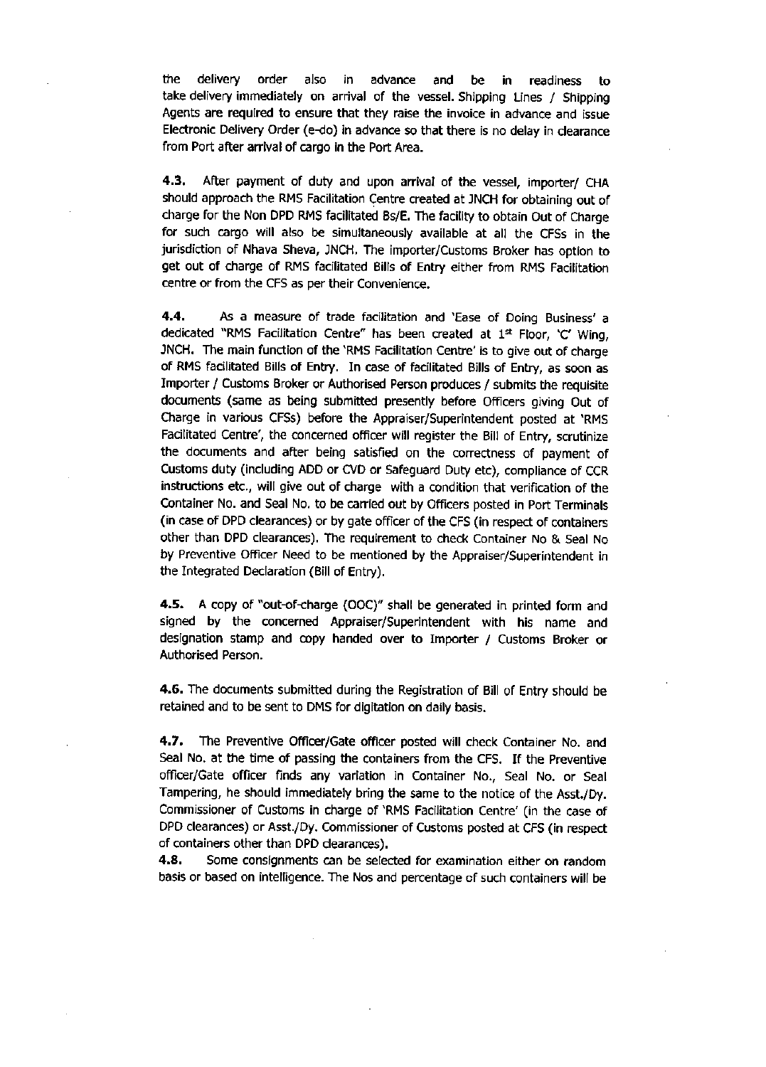the delivery order also in advance and be in readiness to take delivery immediately on arrival of the vessel. Shipping Lines / Shipping Agents are required to ensure that they raise the invoice in advance and issue Electronic Delivery Order (e-do) in advance so that there is no delay in clearance from Port after arrival of cargo in the Port Area.

**4.3.** After payment of duty and upon arrival of the vessel, importer/ CHA should approach the RMS Facilitation Centre created at JNCH for obtaining out of charge for the Non DPD RMS facilitated Bs/E. The facility to obtain Out of Charge for such cargo will also be simultaneously available at all the CFSs in the jurisdiction of Nhava Sheva, JNCH. The importer/Customs Broker has option to get out of charge of RMS facilitated Bills of Entry either from RMS Facilitation centre or from the CFS as per their Convenience.

**4.4.** As a measure of trade facilitation and 'Ease of Doing Business' a dedicated "RMS Facilitation Centre" has been created at 1st Floor, 'C' Wing, JNCH. The main function of the 'RMS Facilitation Centre' is to give out of charge of RMS facilitated Bills of Entry. In case of facilitated Bills of Entry, as soon as Importer / Customs Broker or Authorised Person produces / submits the requisite documents (same as being submitted presently before Officers giving Out of Charge in various CFSs) before the Appraiser/Superintendent posted at 'RMS Facilitated Centre', the concerned officer will register the Bill of Entry, scrutinize the documents and after being satisfied on the correctness of payment of Customs duty (including ADD or CVD or Safeguard Duty etc), compliance of CCR instructions etc., will give out of charge with a condition that verification of the Container No. and Seal No. to be carried out by Officers posted in Port Terminals (in case of DPD clearances) or by gate officer of the CFS (in respect of containers other than DPD clearances). The requirement to check Container No & Seal No by Preventive Officer Need to be mentioned by the Appraiser/Superintendent in the Integrated Declaration (Bill of Entry).

**4.5.** A copy of "out-of-charge (OOC)" shall be generated in printed form and signed by the concerned Appraiser/Superintendent with his name and designation stamp and copy handed over to Importer / Customs Broker or Authorised Person.

**4.6.** The documents submitted during the Registration of Bill of Entry should be retained and to be sent to DMS for digitation on daily basis.

**4.7.** The Preventive Officer/Gate officer posted will check Container No. and Seal No. at the time of passing the containers from the CFS. If the Preventive officer/Gate officer finds any variation in Container No., Seal No. or Seal Tampering, he should immediately bring the same to the notice of the Asst./Dy. Commissioner of Customs in charge of 'RMS Facilitation Centre' (in the case of DPD clearances) or Asst./Dy. Commissioner of Customs posted at CFS (in respect of containers other than DPD clearances).

**4.8.** Some consignments can be selected for examination either on random basis or based on intelligence. The Nos and percentage of such containers will be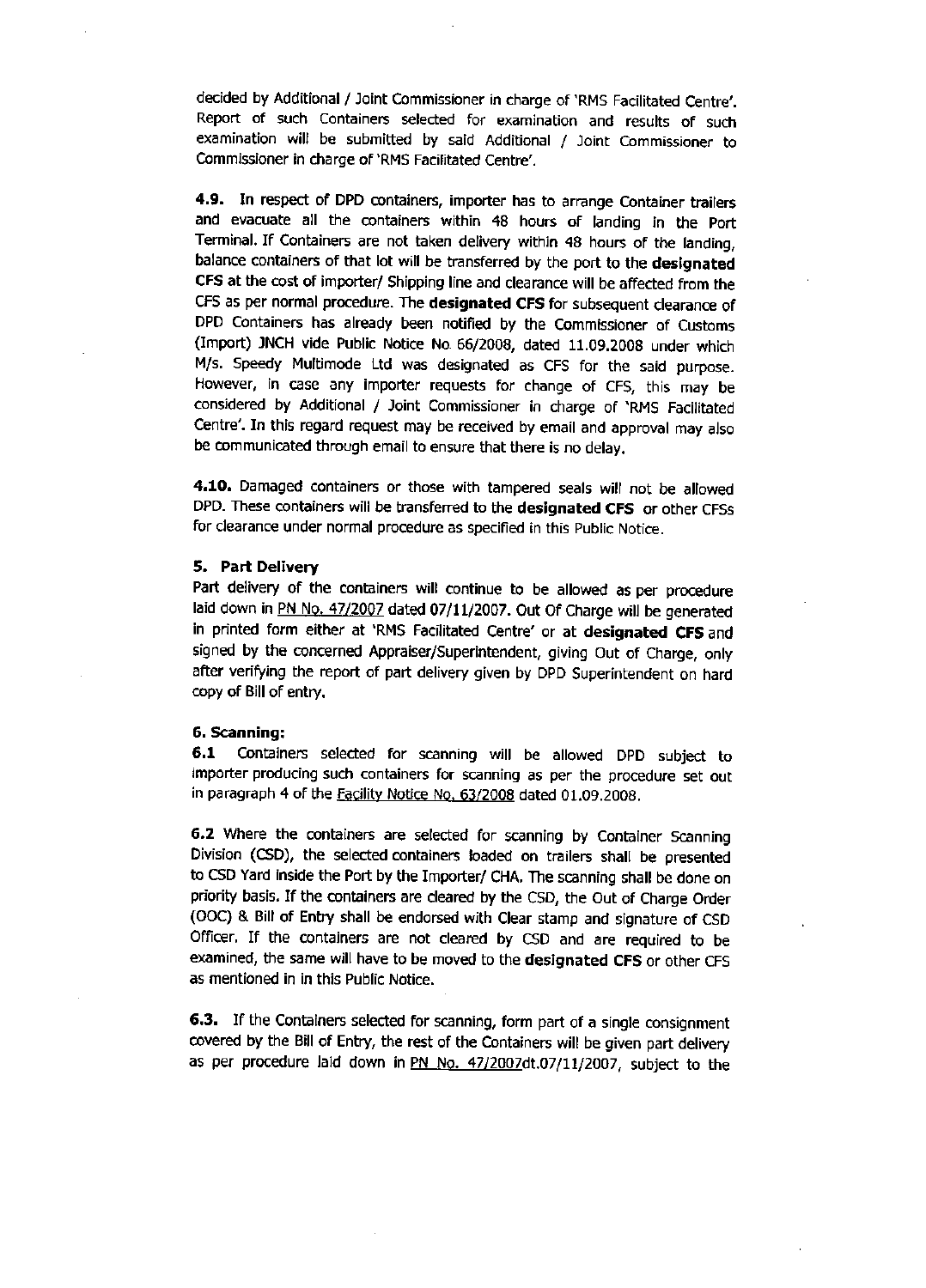decided by Additional / Joint Commissioner in charge of 'RMS Facilitated Centre'. Report of such Containers selected for examination and results of such examination will be submitted by said Additional / Joint Commissioner to Commissioner in charge of 'RMS Facilitated Centre'.

**4.9.** In respect of DPD containers, importer has to arrange Container trailers and evacuate all the containers within 48 hours of landing in the Port Terminal. If Containers are not taken delivery within 48 hours of the landing, balance containers of that lot will be transferred by the port to the **designated CFS** at the cost of importer/ Shipping line and clearance will be affected from the CFS as per normal procedure. The **designated CFS** for subsequent clearance of DPD Containers has already been notified by the Commissioner of Customs (Import) JNCH vide Public Notice No. 66/2008, dated 11.09.2008 under which M/s. Speedy Multimode Ltd was designated as CFS for the said purpose. However, in case any importer requests for change of CFS, this may be considered by Additional / Joint Commissioner in charge of 'RMS Facilitated Centre'. In this regard request may be received by email and approval may also be communicated through email to ensure that there is no delay.

**4.10.** Damaged containers or those with tampered seals will not be allowed DPD. These containers will be transferred to the **designated CFS** or other CFSs for clearance under normal procedure as specified in this Public Notice.

### 5. Part Delivery

Part delivery of the containers will continue to be allowed as per procedure laid down in PN No. 47/2007 dated 07/11/2007. Out Of Charge will be generated in printed form either at 'RMS Facilitated Centre' or at **designated CFS** and signed by the concerned Appraiser/Superintendent, giving Out of Charge, only after verifying the report of part delivery given by DPD Superintendent on hard copy of Bill of entry.

### 6. Scanning:

**6.1** Containers selected for scanning will be allowed DPD subject to importer producing such containers for scanning as per the procedure set out in paragraph 4 of the Facility Notice No. 63/2008 dated 01.09.2008.

**6.2** Where the containers are selected for scanning by Container Scanning Division (CSD), the selected containers loaded on trailers shall be presented to CSD Yard inside the Port by the Importer/ CHA. The scanning shall be done on priority basis. If the containers are cleared by the CSD, the Out of Charge Order (OOC) & Bill of Entry shall be endorsed with Clear stamp and signature of CSD Officer. If the containers are not cleared by CSD and are required to be examined, the same will have to be moved to the **designated CFS** or other CFS as mentioned in in this Public Notice.

**6.3.** If the Containers selected for scanning, form part of a single consignment covered by the Bill of Entry, the rest of the Containers will be given part delivery as per procedure laid down in PN No. 47/2007dt.07/11/2007, subject to the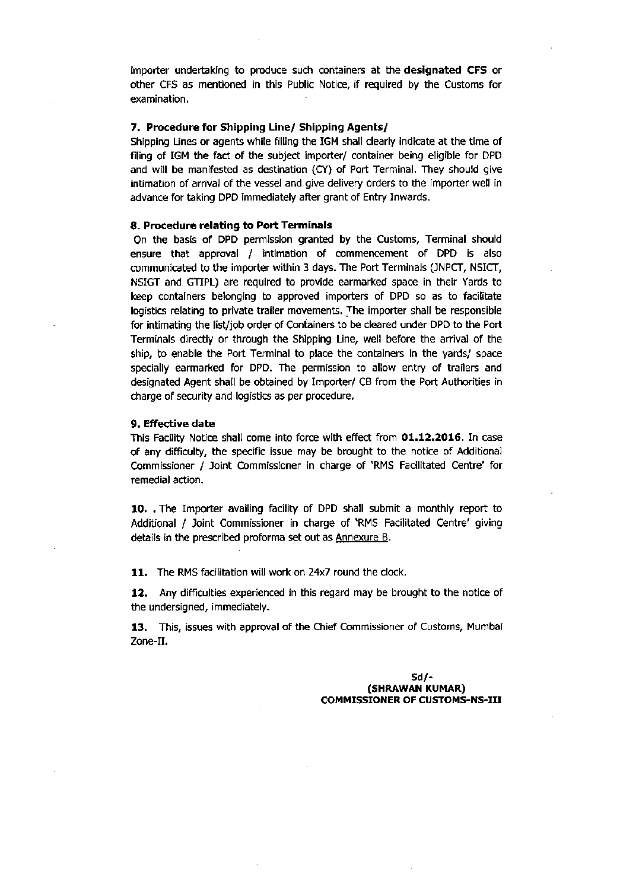importer undertaking to produce such containers at the **designated CFS** or other CFS as mentioned in this Public Notice, if required by the Customs for examination.

### 7. Procedure for Shipping Line/ Shipping Agents/

Shipping Lines or agents while filling the IGM shall clearly indicate at the time of filing of IGM the fact of the subject importer/ container being eligible for DPD and will be manifested as destination (CY) of Port Terminal. They should give intimation of arrival of the vessel and give delivery orders to the importer well in advance for taking DPD immediately after grant of Entry Inwards.

### 8. Procedure relating to Port Terminals

On the basis of DPD permission granted by the Customs, Terminal should ensure that approval / intimation of commencement of DPD is also communicated to the importer within 3 days. The Port Terminals (JNPCT, NSICT, NSIGT and GTIPL) are required to provide earmarked space in their Yards to keep containers belonging to approved importers of DPD so as to facilitate logistics relating to private trailer movements. The importer shall be responsible for intimating the list/job order of Containers to be cleared under DPD to the Port Terminals directly or through the Shipping Line, well before the arrival of the ship, to enable the Port Terminal to place the containers in the yards/ space specially earmarked for DPD. The permission to allow entry of trailers and designated Agent shall be obtained by Importer/ CB from the Port Authorities in charge of security and logistics as per procedure.

### 9. Effective date

This Facility Notice shall come into force with effect from **01.12.2016**. In case of any difficulty, the specific issue may be brought to the notice of Additional Commissioner / Joint Commissioner in charge of 'RMS Facilitated Centre' for remedial action.

**10.** . The Importer availing facility of DPD shall submit a monthly report to Additional / Joint Commissioner in charge of 'RMS Facilitated Centre' giving details in the prescribed proforma set out as Annexure B.

**11.** The RMS facilitation will work on 24x7 round the clock.

**12.** Any difficulties experienced in this regard may be brought to the notice of the undersigned, immediately.

**13.** This, issues with approval of the Chief Commissioner of Customs, Mumbai Zone-II.

**Sd/-**
**(SHRAWAN KUMAR)**
**COMMISSIONER OF CUSTOMS-NS-III**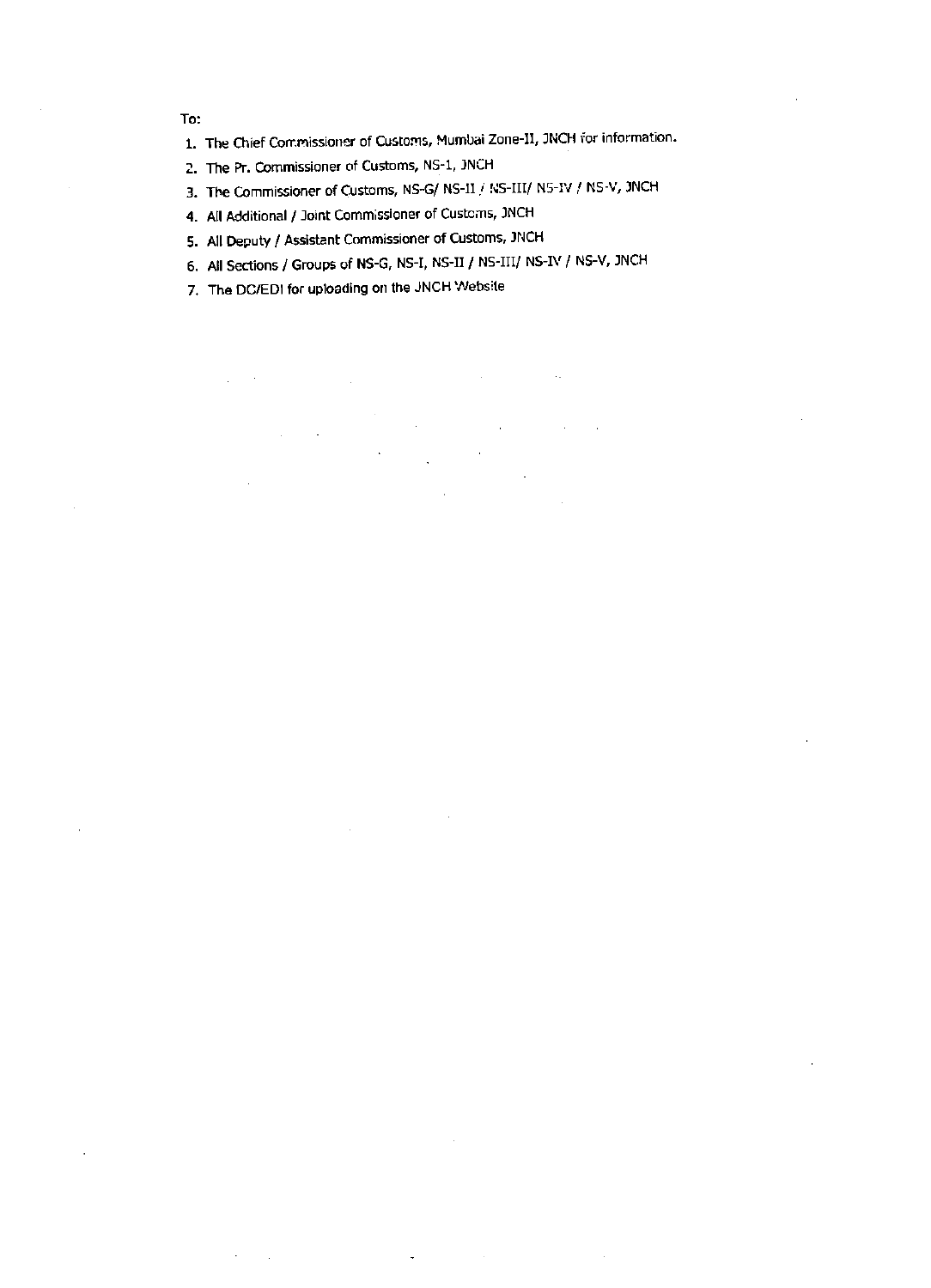To:

1. The Chief Commissioner of Customs, Mumbai Zone-II, JNCH for information.
2. The Pr. Commissioner of Customs, NS-1, JNCH
3. The Commissioner of Customs, NS-G/ NS-II / NS-III/ NS-IV / NS-V, JNCH
4. All Additional / Joint Commissioner of Customs, JNCH
5. All Deputy / Assistant Commissioner of Customs, JNCH
6. All Sections / Groups of NS-G, NS-I, NS-II / NS-III/ NS-IV / NS-V, JNCH
7. The DC/EDI for uploading on the JNCH Website